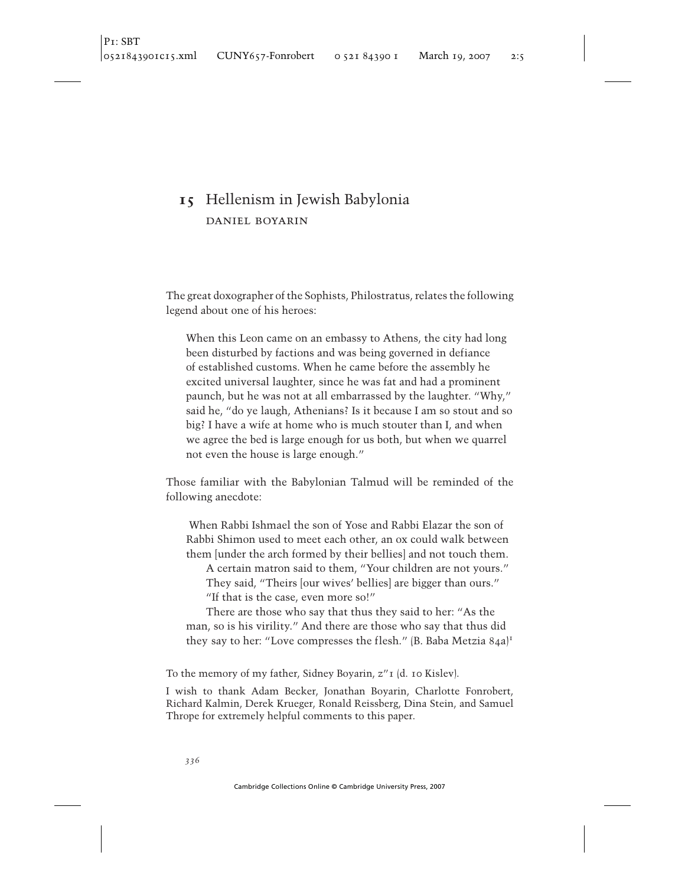# 15 Hellenism in Jewish Babylonia

DANIEL BOYARIN

The great doxographer of the Sophists, Philostratus, relates the following legend about one of his heroes:

> When this Leon came on an embassy to Athens, the city had long been disturbed by factions and was being governed in defiance of established customs. When he came before the assembly he excited universal laughter, since he was fat and had a prominent paunch, but he was not at all embarrassed by the laughter. "Why," said he, "do ye laugh, Athenians? Is it because I am so stout and so big? I have a wife at home who is much stouter than I, and when we agree the bed is large enough for us both, but when we quarrel not even the house is large enough."

Those familiar with the Babylonian Talmud will be reminded of the following anecdote:

> When Rabbi Ishmael the son of Yose and Rabbi Elazar the son of Rabbi Shimon used to meet each other, an ox could walk between them [under the arch formed by their bellies] and not touch them.
>
> A certain matron said to them, "Your children are not yours."
>
> They said, "Theirs [our wives' bellies] are bigger than ours."
>
> "If that is the case, even more so!"
>
> There are those who say that thus they said to her: "As the man, so is his virility." And there are those who say that thus did they say to her: "Love compresses the flesh." (B. Baba Metzia 84a)[1]

To the memory of my father, Sidney Boyarin, z"l (d. 10 Kislev).

I wish to thank Adam Becker, Jonathan Boyarin, Charlotte Fonrobert, Richard Kalmin, Derek Krueger, Ronald Reissberg, Dina Stein, and Samuel Thrope for extremely helpful comments to this paper.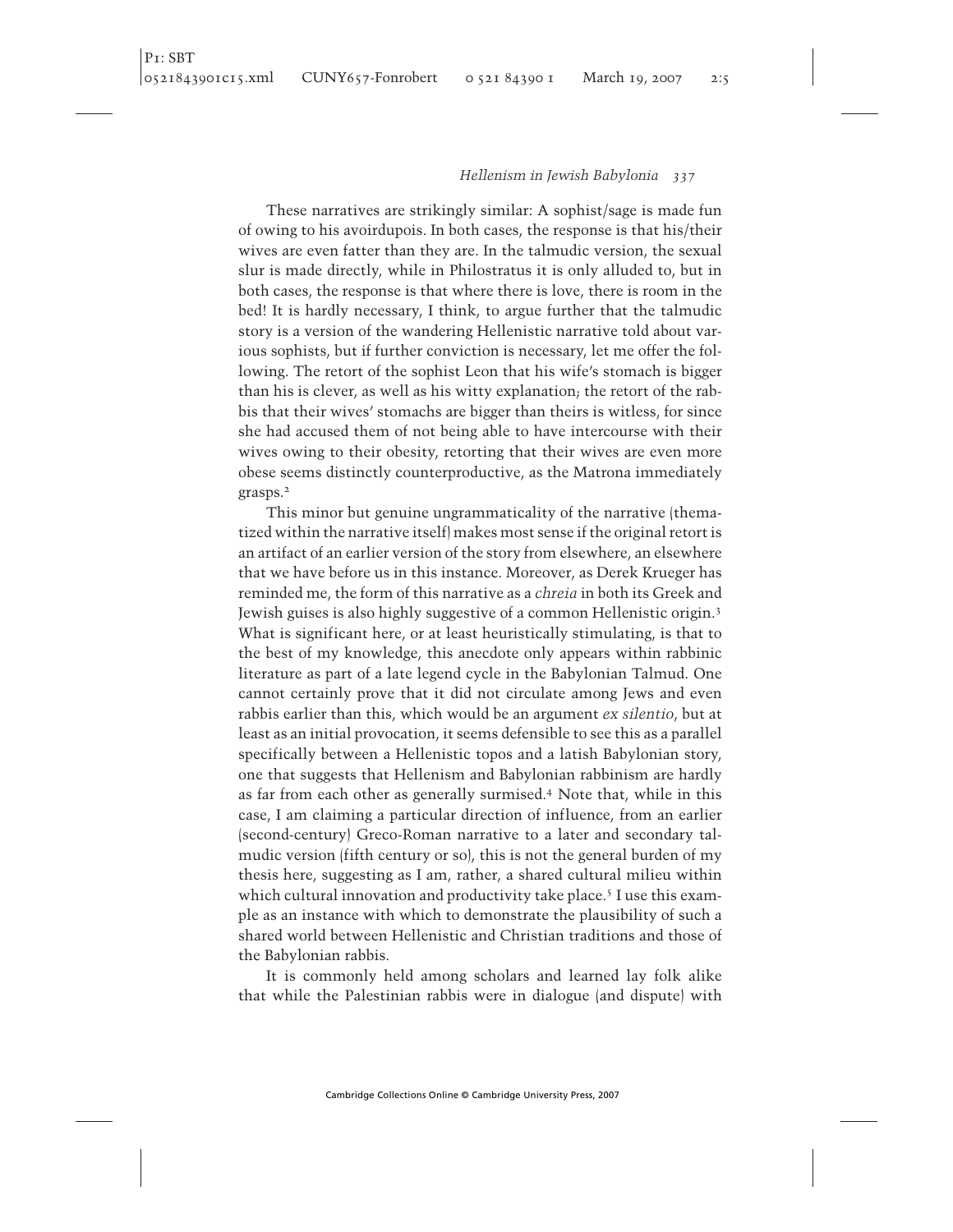These narratives are strikingly similar: A sophist/sage is made fun of owing to his avoirdupois. In both cases, the response is that his/their wives are even fatter than they are. In the talmudic version, the sexual slur is made directly, while in Philostratus it is only alluded to, but in both cases, the response is that where there is love, there is room in the bed! It is hardly necessary, I think, to argue further that the talmudic story is a version of the wandering Hellenistic narrative told about various sophists, but if further conviction is necessary, let me offer the following. The retort of the sophist Leon that his wife's stomach is bigger than his is clever, as well as his witty explanation; the retort of the rabbis that their wives' stomachs are bigger than theirs is witless, for since she had accused them of not being able to have intercourse with their wives owing to their obesity, retorting that their wives are even more obese seems distinctly counterproductive, as the Matrona immediately grasps.[2]

This minor but genuine ungrammaticality of the narrative (thematized within the narrative itself) makes most sense if the original retort is an artifact of an earlier version of the story from elsewhere, an elsewhere that we have before us in this instance. Moreover, as Derek Krueger has reminded me, the form of this narrative as a *chreia* in both its Greek and Jewish guises is also highly suggestive of a common Hellenistic origin.[3] What is significant here, or at least heuristically stimulating, is that to the best of my knowledge, this anecdote only appears within rabbinic literature as part of a late legend cycle in the Babylonian Talmud. One cannot certainly prove that it did not circulate among Jews and even rabbis earlier than this, which would be an argument *ex silentio*, but at least as an initial provocation, it seems defensible to see this as a parallel specifically between a Hellenistic topos and a latish Babylonian story, one that suggests that Hellenism and Babylonian rabbinism are hardly as far from each other as generally surmised.[4] Note that, while in this case, I am claiming a particular direction of influence, from an earlier (second-century) Greco-Roman narrative to a later and secondary talmudic version (fifth century or so), this is not the general burden of my thesis here, suggesting as I am, rather, a shared cultural milieu within which cultural innovation and productivity take place.[5] I use this example as an instance with which to demonstrate the plausibility of such a shared world between Hellenistic and Christian traditions and those of the Babylonian rabbis.

It is commonly held among scholars and learned lay folk alike that while the Palestinian rabbis were in dialogue (and dispute) with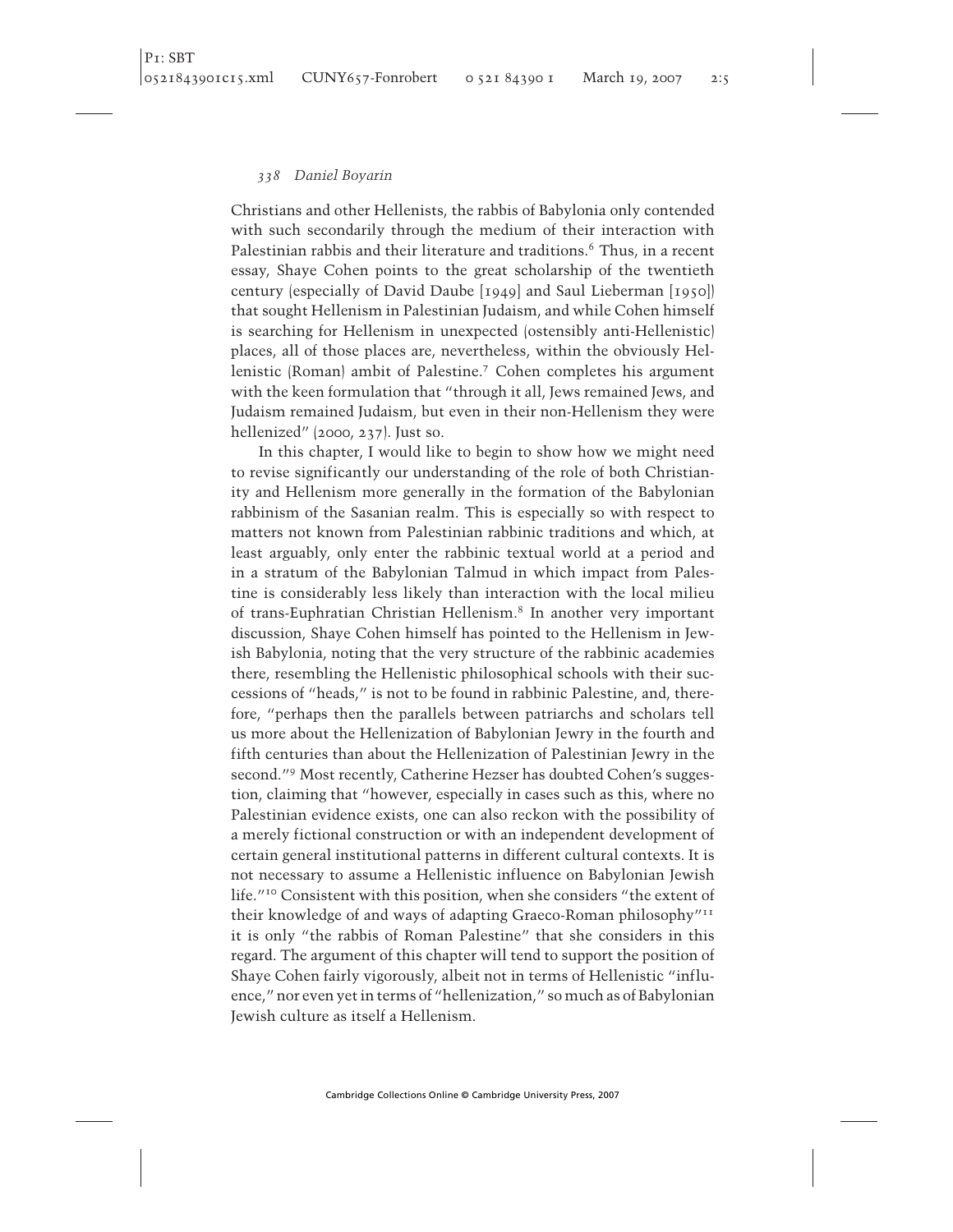Christians and other Hellenists, the rabbis of Babylonia only contended with such secondarily through the medium of their interaction with Palestinian rabbis and their literature and traditions.[6] Thus, in a recent essay, Shaye Cohen points to the great scholarship of the twentieth century (especially of David Daube [1949] and Saul Lieberman [1950]) that sought Hellenism in Palestinian Judaism, and while Cohen himself is searching for Hellenism in unexpected (ostensibly anti-Hellenistic) places, all of those places are, nevertheless, within the obviously Hellenistic (Roman) ambit of Palestine.[7] Cohen completes his argument with the keen formulation that "through it all, Jews remained Jews, and Judaism remained Judaism, but even in their non-Hellenism they were hellenized" (2000, 237). Just so.

In this chapter, I would like to begin to show how we might need to revise significantly our understanding of the role of both Christianity and Hellenism more generally in the formation of the Babylonian rabbinism of the Sasanian realm. This is especially so with respect to matters not known from Palestinian rabbinic traditions and which, at least arguably, only enter the rabbinic textual world at a period and in a stratum of the Babylonian Talmud in which impact from Palestine is considerably less likely than interaction with the local milieu of trans-Euphratian Christian Hellenism.[8] In another very important discussion, Shaye Cohen himself has pointed to the Hellenism in Jewish Babylonia, noting that the very structure of the rabbinic academies there, resembling the Hellenistic philosophical schools with their successions of "heads," is not to be found in rabbinic Palestine, and, therefore, "perhaps then the parallels between patriarchs and scholars tell us more about the Hellenization of Babylonian Jewry in the fourth and fifth centuries than about the Hellenization of Palestinian Jewry in the second."[9] Most recently, Catherine Hezser has doubted Cohen's suggestion, claiming that "however, especially in cases such as this, where no Palestinian evidence exists, one can also reckon with the possibility of a merely fictional construction or with an independent development of certain general institutional patterns in different cultural contexts. It is not necessary to assume a Hellenistic influence on Babylonian Jewish life."[10] Consistent with this position, when she considers "the extent of their knowledge of and ways of adapting Graeco-Roman philosophy"[11] it is only "the rabbis of Roman Palestine" that she considers in this regard. The argument of this chapter will tend to support the position of Shaye Cohen fairly vigorously, albeit not in terms of Hellenistic "influence," nor even yet in terms of "hellenization," so much as of Babylonian Jewish culture as itself a Hellenism.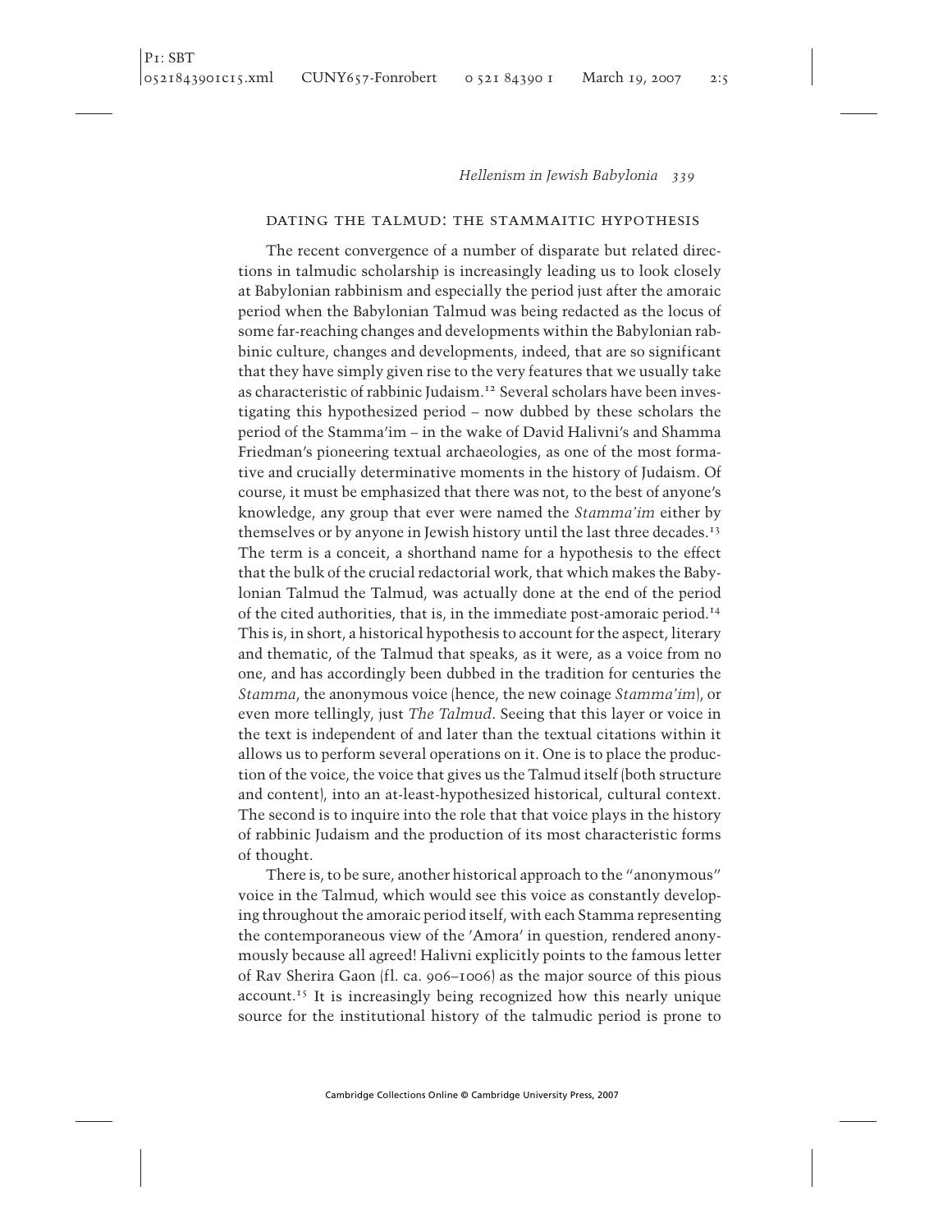## DATING THE TALMUD: THE STAMMAITIC HYPOTHESIS

The recent convergence of a number of disparate but related directions in talmudic scholarship is increasingly leading us to look closely at Babylonian rabbinism and especially the period just after the amoraic period when the Babylonian Talmud was being redacted as the locus of some far-reaching changes and developments within the Babylonian rabbinic culture, changes and developments, indeed, that are so significant that they have simply given rise to the very features that we usually take as characteristic of rabbinic Judaism.[12] Several scholars have been investigating this hypothesized period – now dubbed by these scholars the period of the Stamma'im – in the wake of David Halivni's and Shamma Friedman's pioneering textual archaeologies, as one of the most formative and crucially determinative moments in the history of Judaism. Of course, it must be emphasized that there was not, to the best of anyone's knowledge, any group that ever were named the *Stamma'im* either by themselves or by anyone in Jewish history until the last three decades.[13] The term is a conceit, a shorthand name for a hypothesis to the effect that the bulk of the crucial redactorial work, that which makes the Babylonian Talmud the Talmud, was actually done at the end of the period of the cited authorities, that is, in the immediate post-amoraic period.[14] This is, in short, a historical hypothesis to account for the aspect, literary and thematic, of the Talmud that speaks, as it were, as a voice from no one, and has accordingly been dubbed in the tradition for centuries the *Stamma*, the anonymous voice (hence, the new coinage *Stamma'im*), or even more tellingly, just *The Talmud*. Seeing that this layer or voice in the text is independent of and later than the textual citations within it allows us to perform several operations on it. One is to place the production of the voice, the voice that gives us the Talmud itself (both structure and content), into an at-least-hypothesized historical, cultural context. The second is to inquire into the role that that voice plays in the history of rabbinic Judaism and the production of its most characteristic forms of thought.

There is, to be sure, another historical approach to the "anonymous" voice in the Talmud, which would see this voice as constantly developing throughout the amoraic period itself, with each Stamma representing the contemporaneous view of the 'Amora' in question, rendered anonymously because all agreed! Halivni explicitly points to the famous letter of Rav Sherira Gaon (fl. ca. 906–1006) as the major source of this pious account.[15] It is increasingly being recognized how this nearly unique source for the institutional history of the talmudic period is prone to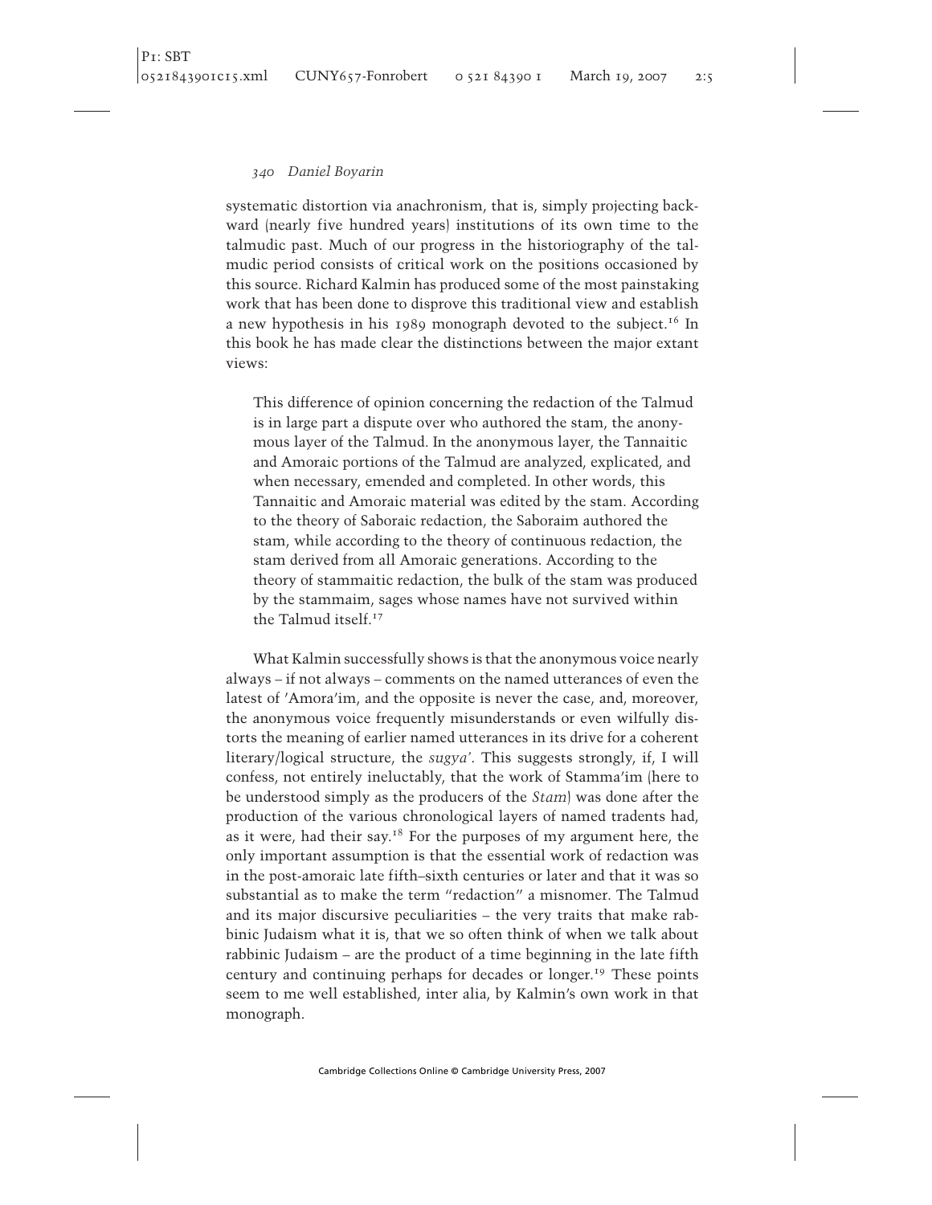systematic distortion via anachronism, that is, simply projecting backward (nearly five hundred years) institutions of its own time to the talmudic past. Much of our progress in the historiography of the talmudic period consists of critical work on the positions occasioned by this source. Richard Kalmin has produced some of the most painstaking work that has been done to disprove this traditional view and establish a new hypothesis in his 1989 monograph devoted to the subject.[16] In this book he has made clear the distinctions between the major extant views:

> This difference of opinion concerning the redaction of the Talmud is in large part a dispute over who authored the stam, the anonymous layer of the Talmud. In the anonymous layer, the Tannaitic and Amoraic portions of the Talmud are analyzed, explicated, and when necessary, emended and completed. In other words, this Tannaitic and Amoraic material was edited by the stam. According to the theory of Saboraic redaction, the Saboraim authored the stam, while according to the theory of continuous redaction, the stam derived from all Amoraic generations. According to the theory of stammaitic redaction, the bulk of the stam was produced by the stammaim, sages whose names have not survived within the Talmud itself.[17]

What Kalmin successfully shows is that the anonymous voice nearly always – if not always – comments on the named utterances of even the latest of 'Amora'im, and the opposite is never the case, and, moreover, the anonymous voice frequently misunderstands or even wilfully distorts the meaning of earlier named utterances in its drive for a coherent literary/logical structure, the *sugya'*. This suggests strongly, if, I will confess, not entirely ineluctably, that the work of Stamma'im (here to be understood simply as the producers of the *Stam*) was done after the production of the various chronological layers of named tradents had, as it were, had their say.[18] For the purposes of my argument here, the only important assumption is that the essential work of redaction was in the post-amoraic late fifth–sixth centuries or later and that it was so substantial as to make the term "redaction" a misnomer. The Talmud and its major discursive peculiarities – the very traits that make rabbinic Judaism what it is, that we so often think of when we talk about rabbinic Judaism – are the product of a time beginning in the late fifth century and continuing perhaps for decades or longer.[19] These points seem to me well established, inter alia, by Kalmin's own work in that monograph.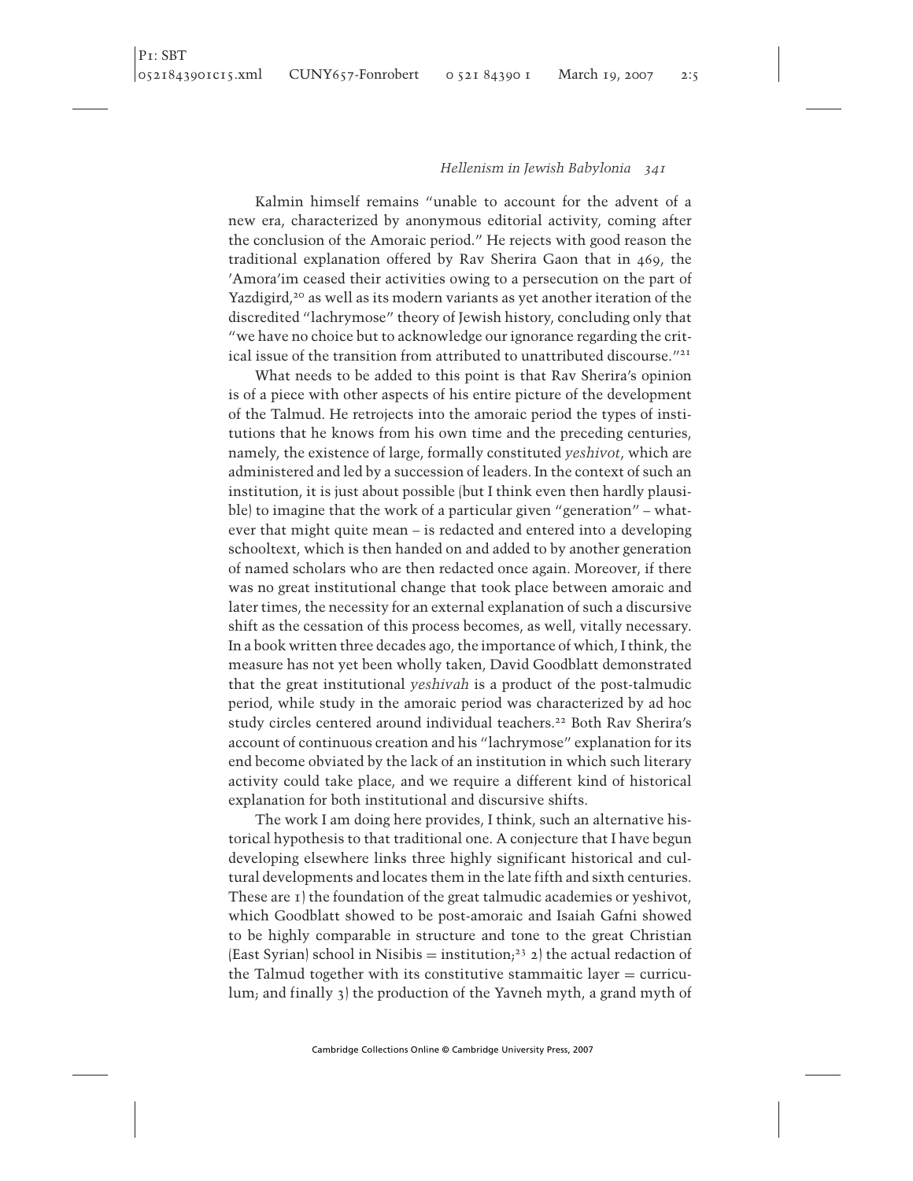Kalmin himself remains "unable to account for the advent of a new era, characterized by anonymous editorial activity, coming after the conclusion of the Amoraic period." He rejects with good reason the traditional explanation offered by Rav Sherira Gaon that in 469, the 'Amora'im ceased their activities owing to a persecution on the part of Yazdigird,[20] as well as its modern variants as yet another iteration of the discredited "lachrymose" theory of Jewish history, concluding only that "we have no choice but to acknowledge our ignorance regarding the critical issue of the transition from attributed to unattributed discourse."[21]

What needs to be added to this point is that Rav Sherira's opinion is of a piece with other aspects of his entire picture of the development of the Talmud. He retrojects into the amoraic period the types of institutions that he knows from his own time and the preceding centuries, namely, the existence of large, formally constituted *yeshivot*, which are administered and led by a succession of leaders. In the context of such an institution, it is just about possible (but I think even then hardly plausible) to imagine that the work of a particular given "generation" – whatever that might quite mean – is redacted and entered into a developing schooltext, which is then handed on and added to by another generation of named scholars who are then redacted once again. Moreover, if there was no great institutional change that took place between amoraic and later times, the necessity for an external explanation of such a discursive shift as the cessation of this process becomes, as well, vitally necessary. In a book written three decades ago, the importance of which, I think, the measure has not yet been wholly taken, David Goodblatt demonstrated that the great institutional *yeshivah* is a product of the post-talmudic period, while study in the amoraic period was characterized by ad hoc study circles centered around individual teachers.[22] Both Rav Sherira's account of continuous creation and his "lachrymose" explanation for its end become obviated by the lack of an institution in which such literary activity could take place, and we require a different kind of historical explanation for both institutional and discursive shifts.

The work I am doing here provides, I think, such an alternative historical hypothesis to that traditional one. A conjecture that I have begun developing elsewhere links three highly significant historical and cultural developments and locates them in the late fifth and sixth centuries. These are 1) the foundation of the great talmudic academies or yeshivot, which Goodblatt showed to be post-amoraic and Isaiah Gafni showed to be highly comparable in structure and tone to the great Christian (East Syrian) school in Nisibis = institution;[23] 2) the actual redaction of the Talmud together with its constitutive stammaitic layer = curriculum; and finally 3) the production of the Yavneh myth, a grand myth of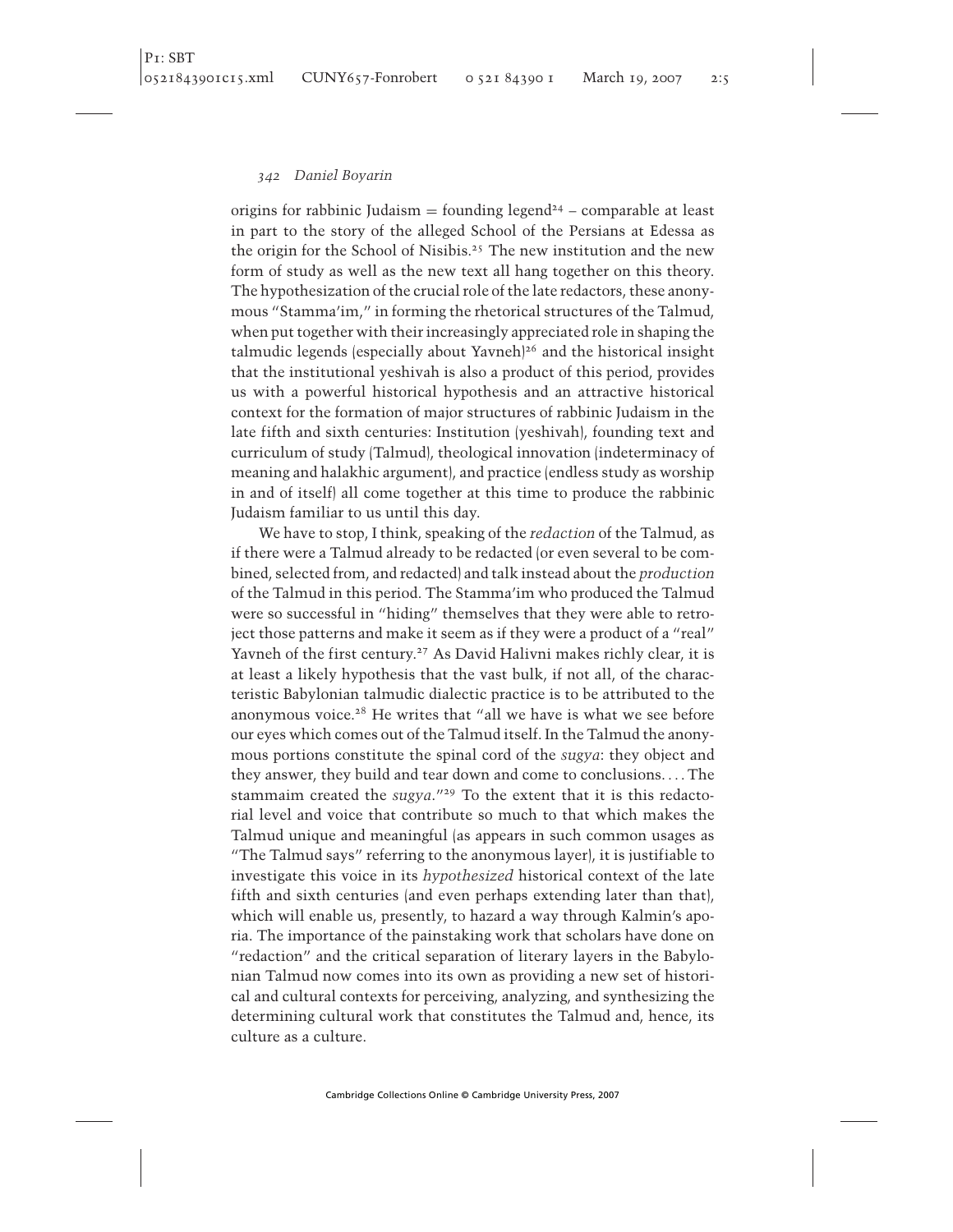origins for rabbinic Judaism = founding legend[24] – comparable at least in part to the story of the alleged School of the Persians at Edessa as the origin for the School of Nisibis.[25] The new institution and the new form of study as well as the new text all hang together on this theory. The hypothesization of the crucial role of the late redactors, these anonymous "Stamma'im," in forming the rhetorical structures of the Talmud, when put together with their increasingly appreciated role in shaping the talmudic legends (especially about Yavneh)[26] and the historical insight that the institutional yeshivah is also a product of this period, provides us with a powerful historical hypothesis and an attractive historical context for the formation of major structures of rabbinic Judaism in the late fifth and sixth centuries: Institution (yeshivah), founding text and curriculum of study (Talmud), theological innovation (indeterminacy of meaning and halakhic argument), and practice (endless study as worship in and of itself) all come together at this time to produce the rabbinic Judaism familiar to us until this day.

We have to stop, I think, speaking of the *redaction* of the Talmud, as if there were a Talmud already to be redacted (or even several to be combined, selected from, and redacted) and talk instead about the *production* of the Talmud in this period. The Stamma'im who produced the Talmud were so successful in "hiding" themselves that they were able to retroject those patterns and make it seem as if they were a product of a "real" Yavneh of the first century.[27] As David Halivni makes richly clear, it is at least a likely hypothesis that the vast bulk, if not all, of the characteristic Babylonian talmudic dialectic practice is to be attributed to the anonymous voice.[28] He writes that "all we have is what we see before our eyes which comes out of the Talmud itself. In the Talmud the anonymous portions constitute the spinal cord of the *sugya*: they object and they answer, they build and tear down and come to conclusions. . . . The stammaim created the *sugya*."[29] To the extent that it is this redactorial level and voice that contribute so much to that which makes the Talmud unique and meaningful (as appears in such common usages as "The Talmud says" referring to the anonymous layer), it is justifiable to investigate this voice in its *hypothesized* historical context of the late fifth and sixth centuries (and even perhaps extending later than that), which will enable us, presently, to hazard a way through Kalmin's aporia. The importance of the painstaking work that scholars have done on "redaction" and the critical separation of literary layers in the Babylonian Talmud now comes into its own as providing a new set of historical and cultural contexts for perceiving, analyzing, and synthesizing the determining cultural work that constitutes the Talmud and, hence, its culture as a culture.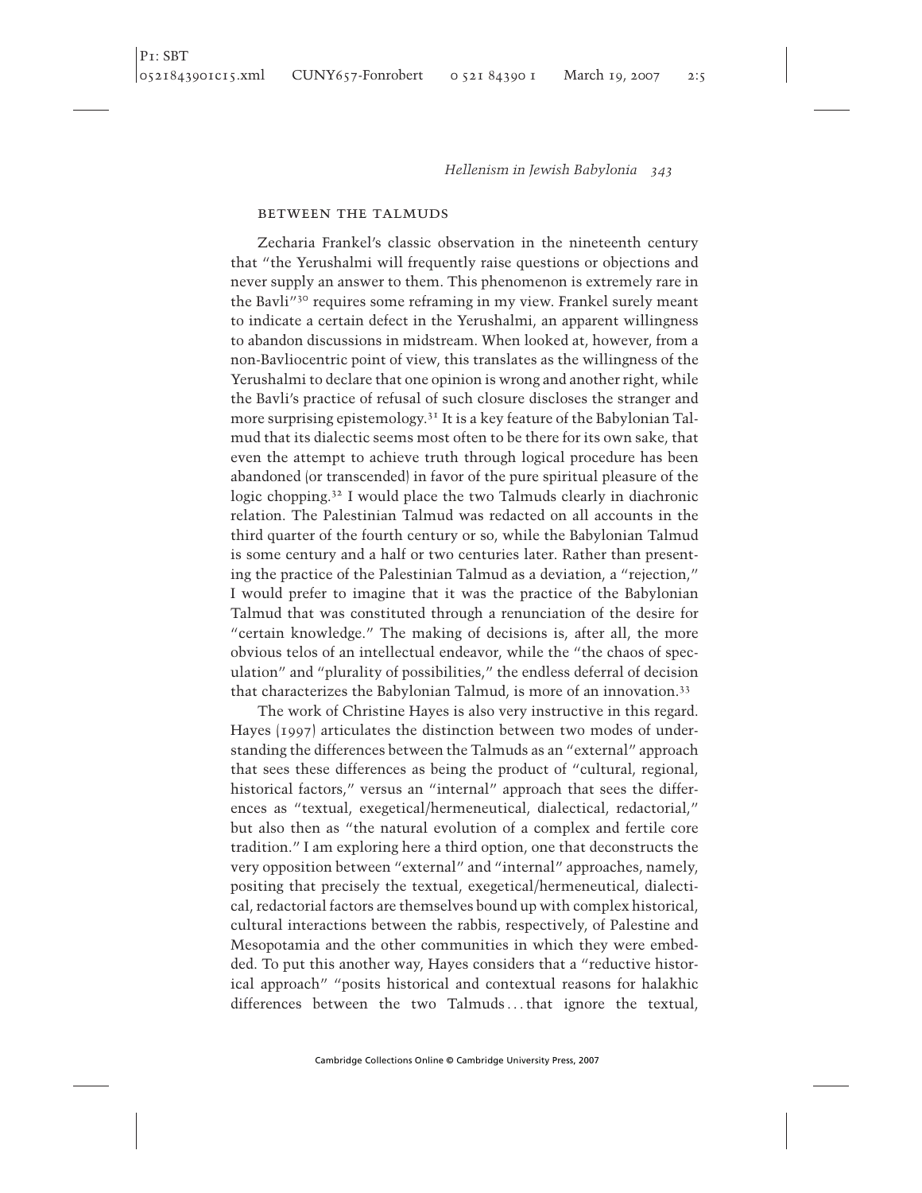## BETWEEN THE TALMUDS

Zecharia Frankel's classic observation in the nineteenth century that "the Yerushalmi will frequently raise questions or objections and never supply an answer to them. This phenomenon is extremely rare in the Bavli"[30] requires some reframing in my view. Frankel surely meant to indicate a certain defect in the Yerushalmi, an apparent willingness to abandon discussions in midstream. When looked at, however, from a non-Bavliocentric point of view, this translates as the willingness of the Yerushalmi to declare that one opinion is wrong and another right, while the Bavli's practice of refusal of such closure discloses the stranger and more surprising epistemology.[31] It is a key feature of the Babylonian Talmud that its dialectic seems most often to be there for its own sake, that even the attempt to achieve truth through logical procedure has been abandoned (or transcended) in favor of the pure spiritual pleasure of the logic chopping.[32] I would place the two Talmuds clearly in diachronic relation. The Palestinian Talmud was redacted on all accounts in the third quarter of the fourth century or so, while the Babylonian Talmud is some century and a half or two centuries later. Rather than presenting the practice of the Palestinian Talmud as a deviation, a "rejection," I would prefer to imagine that it was the practice of the Babylonian Talmud that was constituted through a renunciation of the desire for "certain knowledge." The making of decisions is, after all, the more obvious telos of an intellectual endeavor, while the "the chaos of speculation" and "plurality of possibilities," the endless deferral of decision that characterizes the Babylonian Talmud, is more of an innovation.[33]

The work of Christine Hayes is also very instructive in this regard. Hayes (1997) articulates the distinction between two modes of understanding the differences between the Talmuds as an "external" approach that sees these differences as being the product of "cultural, regional, historical factors," versus an "internal" approach that sees the differences as "textual, exegetical/hermeneutical, dialectical, redactorial," but also then as "the natural evolution of a complex and fertile core tradition." I am exploring here a third option, one that deconstructs the very opposition between "external" and "internal" approaches, namely, positing that precisely the textual, exegetical/hermeneutical, dialectical, redactorial factors are themselves bound up with complex historical, cultural interactions between the rabbis, respectively, of Palestine and Mesopotamia and the other communities in which they were embedded. To put this another way, Hayes considers that a "reductive historical approach" "posits historical and contextual reasons for halakhic differences between the two Talmuds . . . that ignore the textual,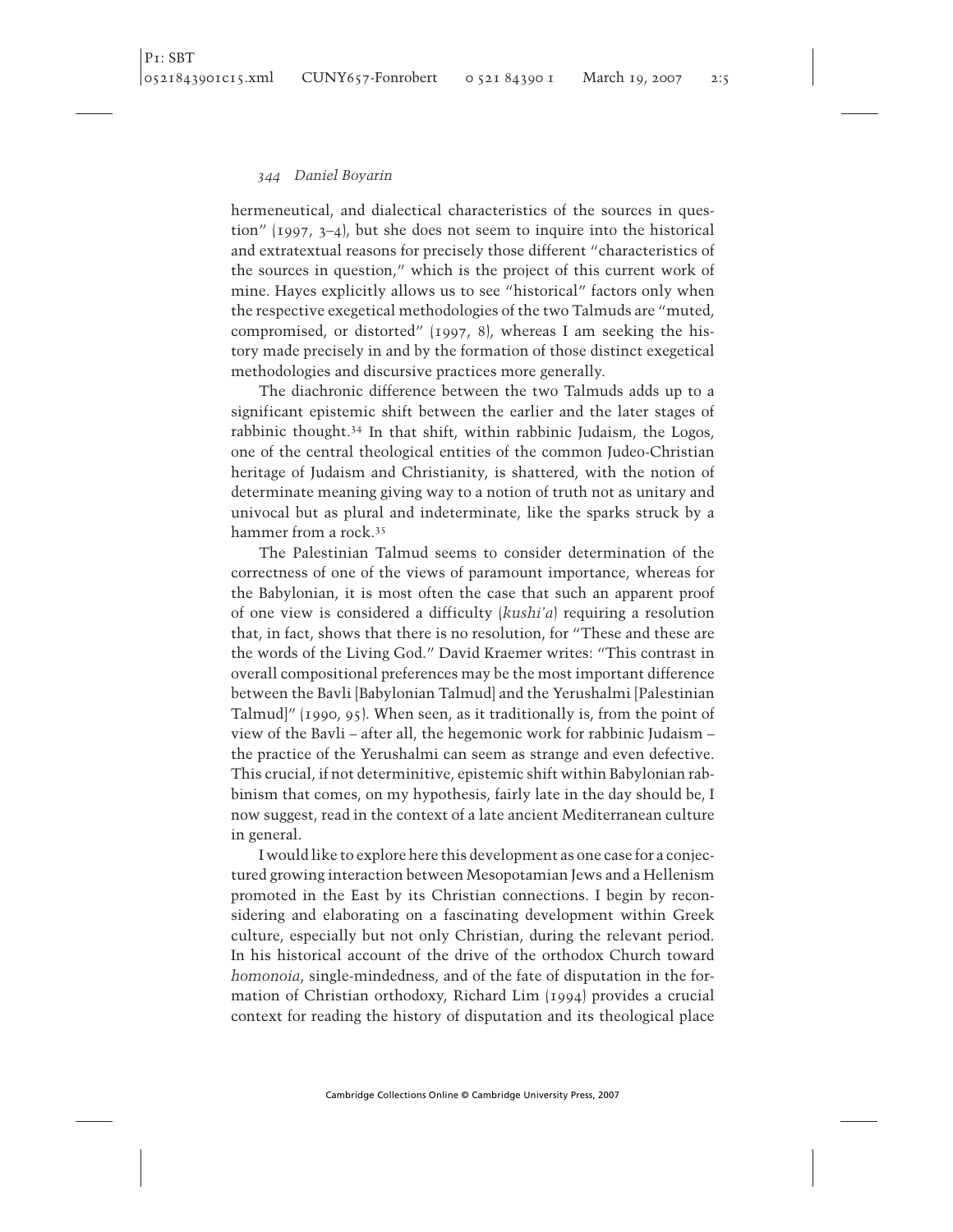hermeneutical, and dialectical characteristics of the sources in question" (1997, 3–4), but she does not seem to inquire into the historical and extratextual reasons for precisely those different "characteristics of the sources in question," which is the project of this current work of mine. Hayes explicitly allows us to see "historical" factors only when the respective exegetical methodologies of the two Talmuds are "muted, compromised, or distorted" (1997, 8), whereas I am seeking the history made precisely in and by the formation of those distinct exegetical methodologies and discursive practices more generally.

The diachronic difference between the two Talmuds adds up to a significant epistemic shift between the earlier and the later stages of rabbinic thought.[34] In that shift, within rabbinic Judaism, the Logos, one of the central theological entities of the common Judeo-Christian heritage of Judaism and Christianity, is shattered, with the notion of determinate meaning giving way to a notion of truth not as unitary and univocal but as plural and indeterminate, like the sparks struck by a hammer from a rock.[35]

The Palestinian Talmud seems to consider determination of the correctness of one of the views of paramount importance, whereas for the Babylonian, it is most often the case that such an apparent proof of one view is considered a difficulty (*kushi'a*) requiring a resolution that, in fact, shows that there is no resolution, for "These and these are the words of the Living God." David Kraemer writes: "This contrast in overall compositional preferences may be the most important difference between the Bavli [Babylonian Talmud] and the Yerushalmi [Palestinian Talmud]" (1990, 95). When seen, as it traditionally is, from the point of view of the Bavli – after all, the hegemonic work for rabbinic Judaism – the practice of the Yerushalmi can seem as strange and even defective. This crucial, if not determinitive, epistemic shift within Babylonian rabbinism that comes, on my hypothesis, fairly late in the day should be, I now suggest, read in the context of a late ancient Mediterranean culture in general.

I would like to explore here this development as one case for a conjectured growing interaction between Mesopotamian Jews and a Hellenism promoted in the East by its Christian connections. I begin by reconsidering and elaborating on a fascinating development within Greek culture, especially but not only Christian, during the relevant period. In his historical account of the drive of the orthodox Church toward *homonoia*, single-mindedness, and of the fate of disputation in the formation of Christian orthodoxy, Richard Lim (1994) provides a crucial context for reading the history of disputation and its theological place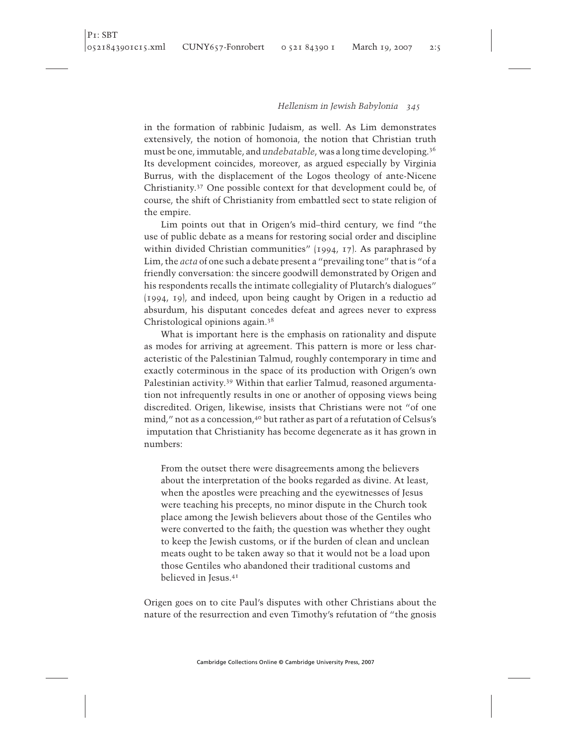in the formation of rabbinic Judaism, as well. As Lim demonstrates extensively, the notion of homonoia, the notion that Christian truth must be one, immutable, and *undebatable*, was a long time developing.[36] Its development coincides, moreover, as argued especially by Virginia Burrus, with the displacement of the Logos theology of ante-Nicene Christianity.[37] One possible context for that development could be, of course, the shift of Christianity from embattled sect to state religion of the empire.

Lim points out that in Origen's mid–third century, we find "the use of public debate as a means for restoring social order and discipline within divided Christian communities" (1994, 17). As paraphrased by Lim, the *acta* of one such a debate present a "prevailing tone" that is "of a friendly conversation: the sincere goodwill demonstrated by Origen and his respondents recalls the intimate collegiality of Plutarch's dialogues" (1994, 19), and indeed, upon being caught by Origen in a reductio ad absurdum, his disputant concedes defeat and agrees never to express Christological opinions again.[38]

What is important here is the emphasis on rationality and dispute as modes for arriving at agreement. This pattern is more or less characteristic of the Palestinian Talmud, roughly contemporary in time and exactly coterminous in the space of its production with Origen's own Palestinian activity.[39] Within that earlier Talmud, reasoned argumentation not infrequently results in one or another of opposing views being discredited. Origen, likewise, insists that Christians were not "of one mind," not as a concession,[40] but rather as part of a refutation of Celsus's imputation that Christianity has become degenerate as it has grown in numbers:

> From the outset there were disagreements among the believers about the interpretation of the books regarded as divine. At least, when the apostles were preaching and the eyewitnesses of Jesus were teaching his precepts, no minor dispute in the Church took place among the Jewish believers about those of the Gentiles who were converted to the faith; the question was whether they ought to keep the Jewish customs, or if the burden of clean and unclean meats ought to be taken away so that it would not be a load upon those Gentiles who abandoned their traditional customs and believed in Jesus.[41]

Origen goes on to cite Paul's disputes with other Christians about the nature of the resurrection and even Timothy's refutation of "the gnosis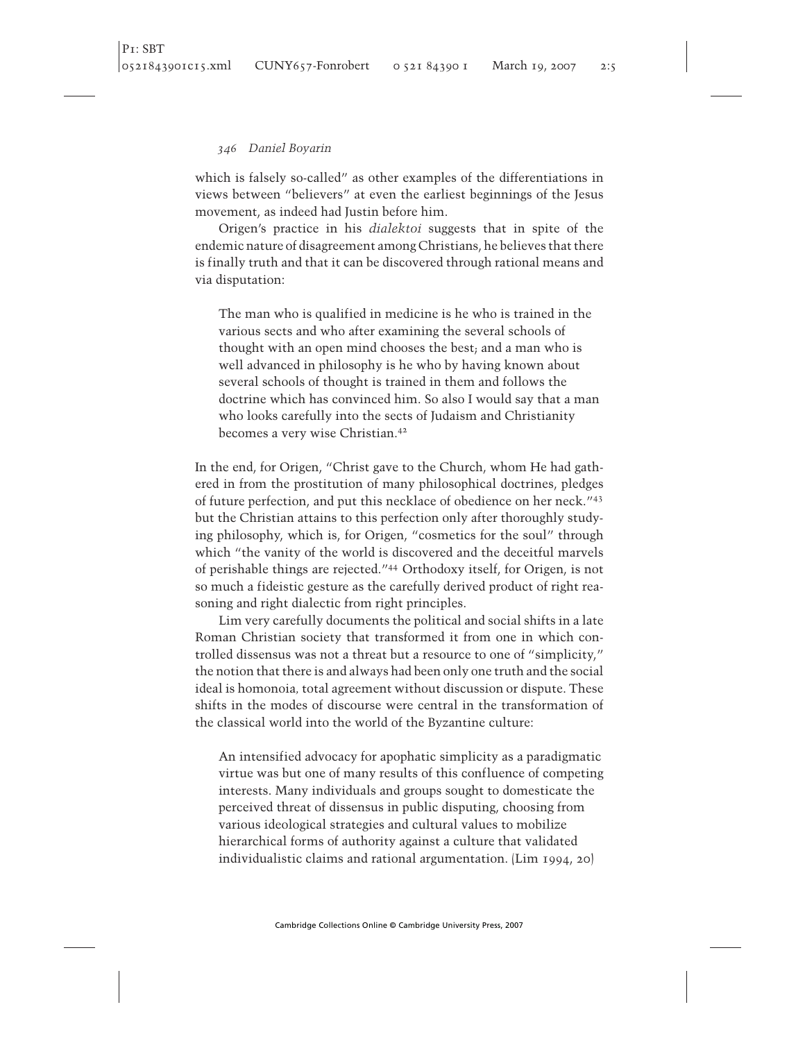which is falsely so-called" as other examples of the differentiations in views between "believers" at even the earliest beginnings of the Jesus movement, as indeed had Justin before him.

Origen's practice in his *dialektoi* suggests that in spite of the endemic nature of disagreement among Christians, he believes that there is finally truth and that it can be discovered through rational means and via disputation:

> The man who is qualified in medicine is he who is trained in the various sects and who after examining the several schools of thought with an open mind chooses the best; and a man who is well advanced in philosophy is he who by having known about several schools of thought is trained in them and follows the doctrine which has convinced him. So also I would say that a man who looks carefully into the sects of Judaism and Christianity becomes a very wise Christian.[42]

In the end, for Origen, "Christ gave to the Church, whom He had gathered in from the prostitution of many philosophical doctrines, pledges of future perfection, and put this necklace of obedience on her neck."[43] but the Christian attains to this perfection only after thoroughly studying philosophy, which is, for Origen, "cosmetics for the soul" through which "the vanity of the world is discovered and the deceitful marvels of perishable things are rejected."[44] Orthodoxy itself, for Origen, is not so much a fideistic gesture as the carefully derived product of right reasoning and right dialectic from right principles.

Lim very carefully documents the political and social shifts in a late Roman Christian society that transformed it from one in which controlled dissensus was not a threat but a resource to one of "simplicity," the notion that there is and always had been only one truth and the social ideal is homonoia, total agreement without discussion or dispute. These shifts in the modes of discourse were central in the transformation of the classical world into the world of the Byzantine culture:

> An intensified advocacy for apophatic simplicity as a paradigmatic virtue was but one of many results of this confluence of competing interests. Many individuals and groups sought to domesticate the perceived threat of dissensus in public disputing, choosing from various ideological strategies and cultural values to mobilize hierarchical forms of authority against a culture that validated individualistic claims and rational argumentation. (Lim 1994, 20)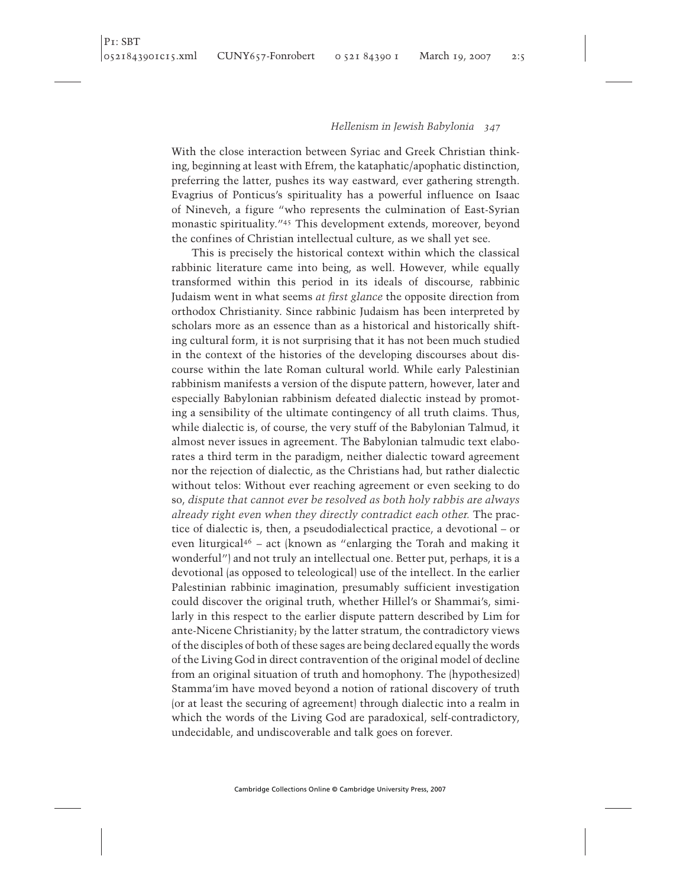With the close interaction between Syriac and Greek Christian thinking, beginning at least with Efrem, the kataphatic/apophatic distinction, preferring the latter, pushes its way eastward, ever gathering strength. Evagrius of Ponticus's spirituality has a powerful influence on Isaac of Nineveh, a figure "who represents the culmination of East-Syrian monastic spirituality."[45] This development extends, moreover, beyond the confines of Christian intellectual culture, as we shall yet see.

This is precisely the historical context within which the classical rabbinic literature came into being, as well. However, while equally transformed within this period in its ideals of discourse, rabbinic Judaism went in what seems *at first glance* the opposite direction from orthodox Christianity. Since rabbinic Judaism has been interpreted by scholars more as an essence than as a historical and historically shifting cultural form, it is not surprising that it has not been much studied in the context of the histories of the developing discourses about discourse within the late Roman cultural world. While early Palestinian rabbinism manifests a version of the dispute pattern, however, later and especially Babylonian rabbinism defeated dialectic instead by promoting a sensibility of the ultimate contingency of all truth claims. Thus, while dialectic is, of course, the very stuff of the Babylonian Talmud, it almost never issues in agreement. The Babylonian talmudic text elaborates a third term in the paradigm, neither dialectic toward agreement nor the rejection of dialectic, as the Christians had, but rather dialectic without telos: Without ever reaching agreement or even seeking to do so, *dispute that cannot ever be resolved as both holy rabbis are always already right even when they directly contradict each other.* The practice of dialectic is, then, a pseudodialectical practice, a devotional – or even liturgical[46] – act (known as "enlarging the Torah and making it wonderful") and not truly an intellectual one. Better put, perhaps, it is a devotional (as opposed to teleological) use of the intellect. In the earlier Palestinian rabbinic imagination, presumably sufficient investigation could discover the original truth, whether Hillel's or Shammai's, similarly in this respect to the earlier dispute pattern described by Lim for ante-Nicene Christianity; by the latter stratum, the contradictory views of the disciples of both of these sages are being declared equally the words of the Living God in direct contravention of the original model of decline from an original situation of truth and homophony. The (hypothesized) Stamma'im have moved beyond a notion of rational discovery of truth (or at least the securing of agreement) through dialectic into a realm in which the words of the Living God are paradoxical, self-contradictory, undecidable, and undiscoverable and talk goes on forever.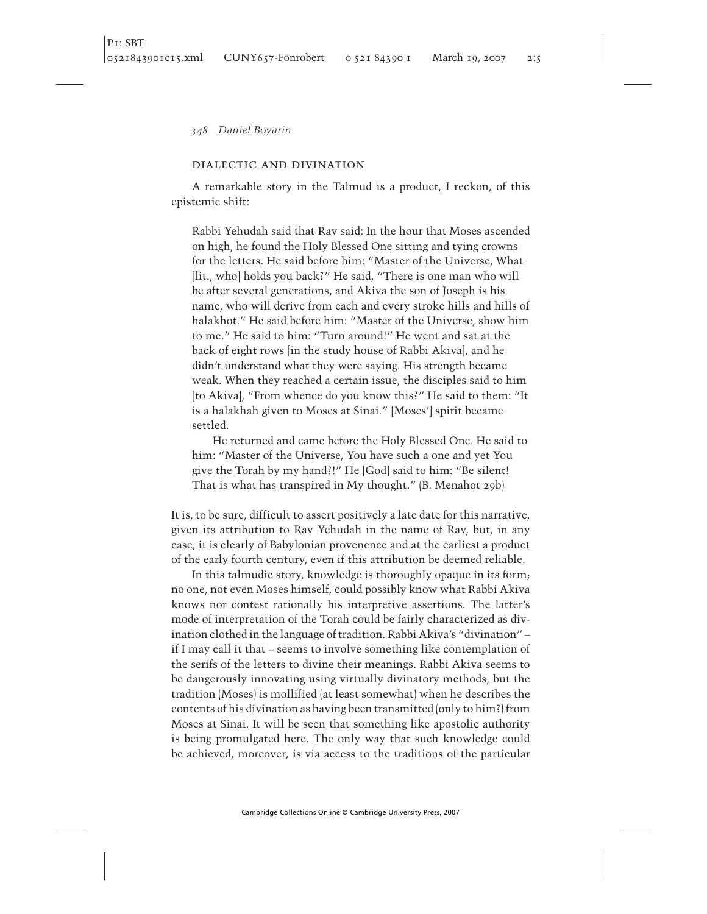## DIALECTIC AND DIVINATION

A remarkable story in the Talmud is a product, I reckon, of this epistemic shift:

> Rabbi Yehudah said that Rav said: In the hour that Moses ascended on high, he found the Holy Blessed One sitting and tying crowns for the letters. He said before him: "Master of the Universe, What [lit., who] holds you back?" He said, "There is one man who will be after several generations, and Akiva the son of Joseph is his name, who will derive from each and every stroke hills and hills of halakhot." He said before him: "Master of the Universe, show him to me." He said to him: "Turn around!" He went and sat at the back of eight rows [in the study house of Rabbi Akiva], and he didn't understand what they were saying. His strength became weak. When they reached a certain issue, the disciples said to him [to Akiva], "From whence do you know this?" He said to them: "It is a halakhah given to Moses at Sinai." [Moses'] spirit became settled.
>
> He returned and came before the Holy Blessed One. He said to him: "Master of the Universe, You have such a one and yet You give the Torah by my hand?!" He [God] said to him: "Be silent! That is what has transpired in My thought." (B. Menahot 29b)

It is, to be sure, difficult to assert positively a late date for this narrative, given its attribution to Rav Yehudah in the name of Rav, but, in any case, it is clearly of Babylonian provenence and at the earliest a product of the early fourth century, even if this attribution be deemed reliable.

In this talmudic story, knowledge is thoroughly opaque in its form; no one, not even Moses himself, could possibly know what Rabbi Akiva knows nor contest rationally his interpretive assertions. The latter's mode of interpretation of the Torah could be fairly characterized as divination clothed in the language of tradition. Rabbi Akiva's "divination" – if I may call it that – seems to involve something like contemplation of the serifs of the letters to divine their meanings. Rabbi Akiva seems to be dangerously innovating using virtually divinatory methods, but the tradition (Moses) is mollified (at least somewhat) when he describes the contents of his divination as having been transmitted (only to him?) from Moses at Sinai. It will be seen that something like apostolic authority is being promulgated here. The only way that such knowledge could be achieved, moreover, is via access to the traditions of the particular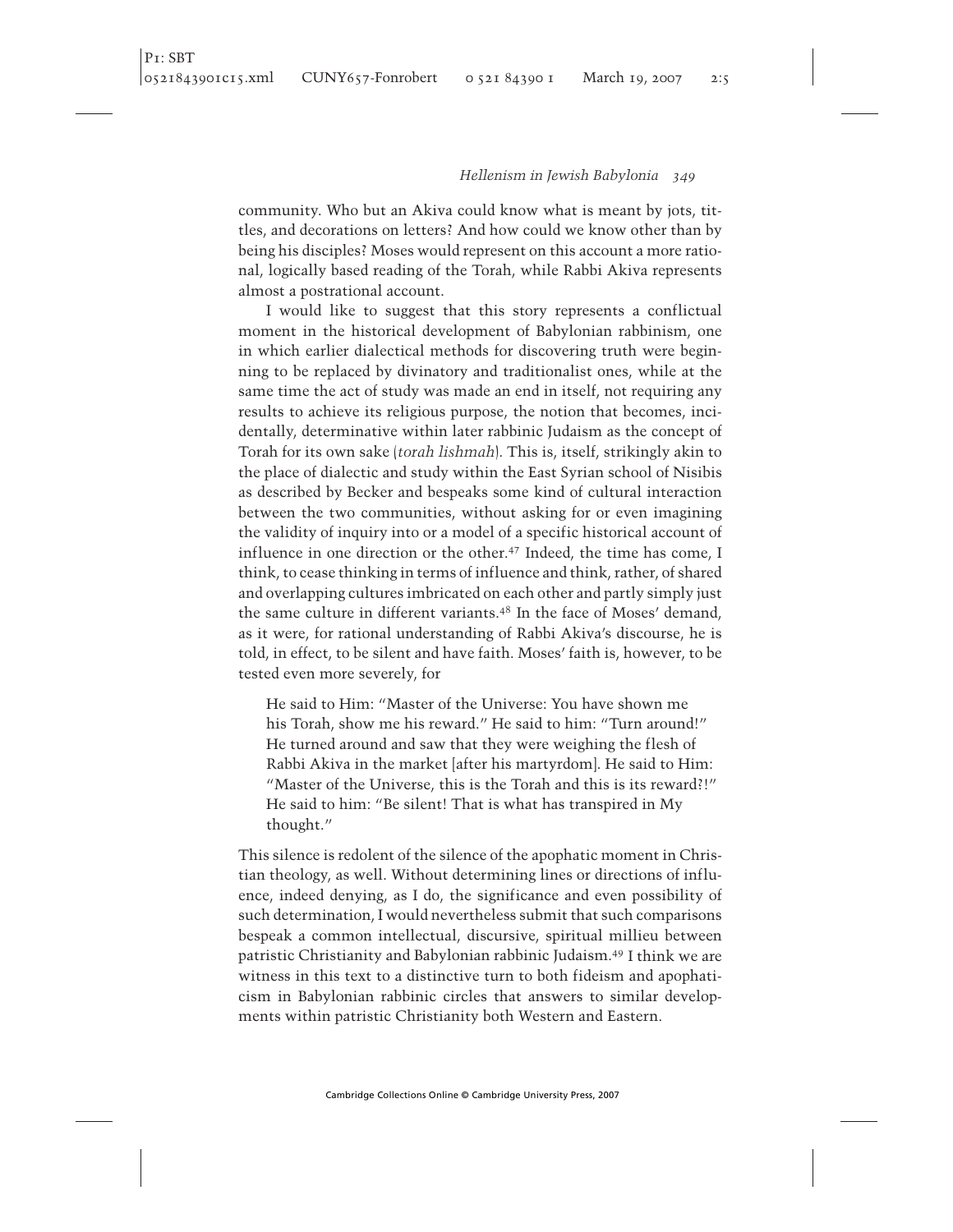community. Who but an Akiva could know what is meant by jots, tittles, and decorations on letters? And how could we know other than by being his disciples? Moses would represent on this account a more rational, logically based reading of the Torah, while Rabbi Akiva represents almost a postrational account.

I would like to suggest that this story represents a conflictual moment in the historical development of Babylonian rabbinism, one in which earlier dialectical methods for discovering truth were beginning to be replaced by divinatory and traditionalist ones, while at the same time the act of study was made an end in itself, not requiring any results to achieve its religious purpose, the notion that becomes, incidentally, determinative within later rabbinic Judaism as the concept of Torah for its own sake (*torah lishmah*). This is, itself, strikingly akin to the place of dialectic and study within the East Syrian school of Nisibis as described by Becker and bespeaks some kind of cultural interaction between the two communities, without asking for or even imagining the validity of inquiry into or a model of a specific historical account of influence in one direction or the other.[47] Indeed, the time has come, I think, to cease thinking in terms of influence and think, rather, of shared and overlapping cultures imbricated on each other and partly simply just the same culture in different variants.[48] In the face of Moses' demand, as it were, for rational understanding of Rabbi Akiva's discourse, he is told, in effect, to be silent and have faith. Moses' faith is, however, to be tested even more severely, for

> He said to Him: "Master of the Universe: You have shown me his Torah, show me his reward." He said to him: "Turn around!" He turned around and saw that they were weighing the flesh of Rabbi Akiva in the market [after his martyrdom]. He said to Him: "Master of the Universe, this is the Torah and this is its reward?!" He said to him: "Be silent! That is what has transpired in My thought."

This silence is redolent of the silence of the apophatic moment in Christian theology, as well. Without determining lines or directions of influence, indeed denying, as I do, the significance and even possibility of such determination, I would nevertheless submit that such comparisons bespeak a common intellectual, discursive, spiritual millieu between patristic Christianity and Babylonian rabbinic Judaism.[49] I think we are witness in this text to a distinctive turn to both fideism and apophaticism in Babylonian rabbinic circles that answers to similar developments within patristic Christianity both Western and Eastern.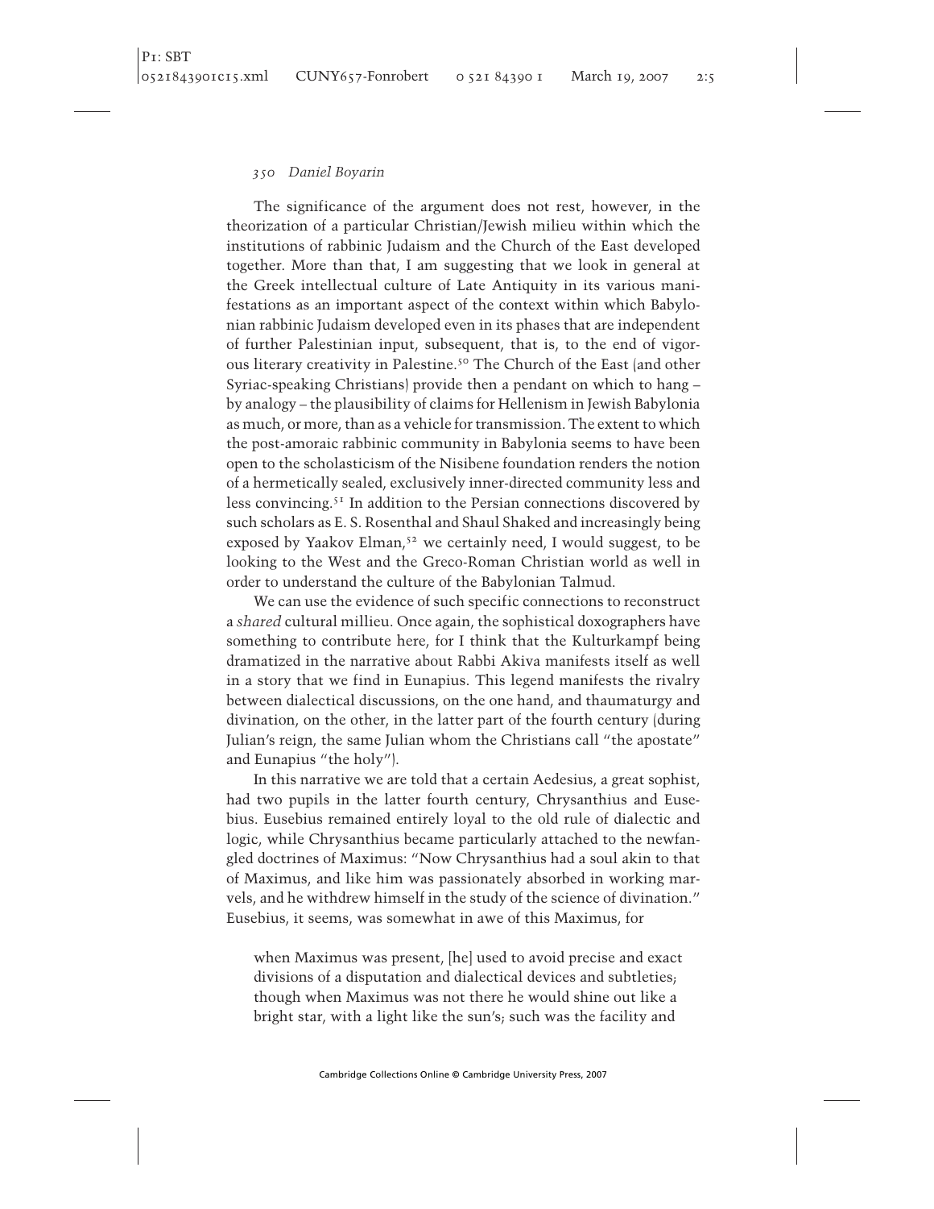The significance of the argument does not rest, however, in the theorization of a particular Christian/Jewish milieu within which the institutions of rabbinic Judaism and the Church of the East developed together. More than that, I am suggesting that we look in general at the Greek intellectual culture of Late Antiquity in its various manifestations as an important aspect of the context within which Babylonian rabbinic Judaism developed even in its phases that are independent of further Palestinian input, subsequent, that is, to the end of vigorous literary creativity in Palestine.[50] The Church of the East (and other Syriac-speaking Christians) provide then a pendant on which to hang – by analogy – the plausibility of claims for Hellenism in Jewish Babylonia as much, or more, than as a vehicle for transmission. The extent to which the post-amoraic rabbinic community in Babylonia seems to have been open to the scholasticism of the Nisibene foundation renders the notion of a hermetically sealed, exclusively inner-directed community less and less convincing.[51] In addition to the Persian connections discovered by such scholars as E. S. Rosenthal and Shaul Shaked and increasingly being exposed by Yaakov Elman,[52] we certainly need, I would suggest, to be looking to the West and the Greco-Roman Christian world as well in order to understand the culture of the Babylonian Talmud.

We can use the evidence of such specific connections to reconstruct a *shared* cultural millieu. Once again, the sophistical doxographers have something to contribute here, for I think that the Kulturkampf being dramatized in the narrative about Rabbi Akiva manifests itself as well in a story that we find in Eunapius. This legend manifests the rivalry between dialectical discussions, on the one hand, and thaumaturgy and divination, on the other, in the latter part of the fourth century (during Julian's reign, the same Julian whom the Christians call "the apostate" and Eunapius "the holy").

In this narrative we are told that a certain Aedesius, a great sophist, had two pupils in the latter fourth century, Chrysanthius and Eusebius. Eusebius remained entirely loyal to the old rule of dialectic and logic, while Chrysanthius became particularly attached to the newfangled doctrines of Maximus: "Now Chrysanthius had a soul akin to that of Maximus, and like him was passionately absorbed in working marvels, and he withdrew himself in the study of the science of divination." Eusebius, it seems, was somewhat in awe of this Maximus, for

> when Maximus was present, [he] used to avoid precise and exact divisions of a disputation and dialectical devices and subtleties; though when Maximus was not there he would shine out like a bright star, with a light like the sun's; such was the facility and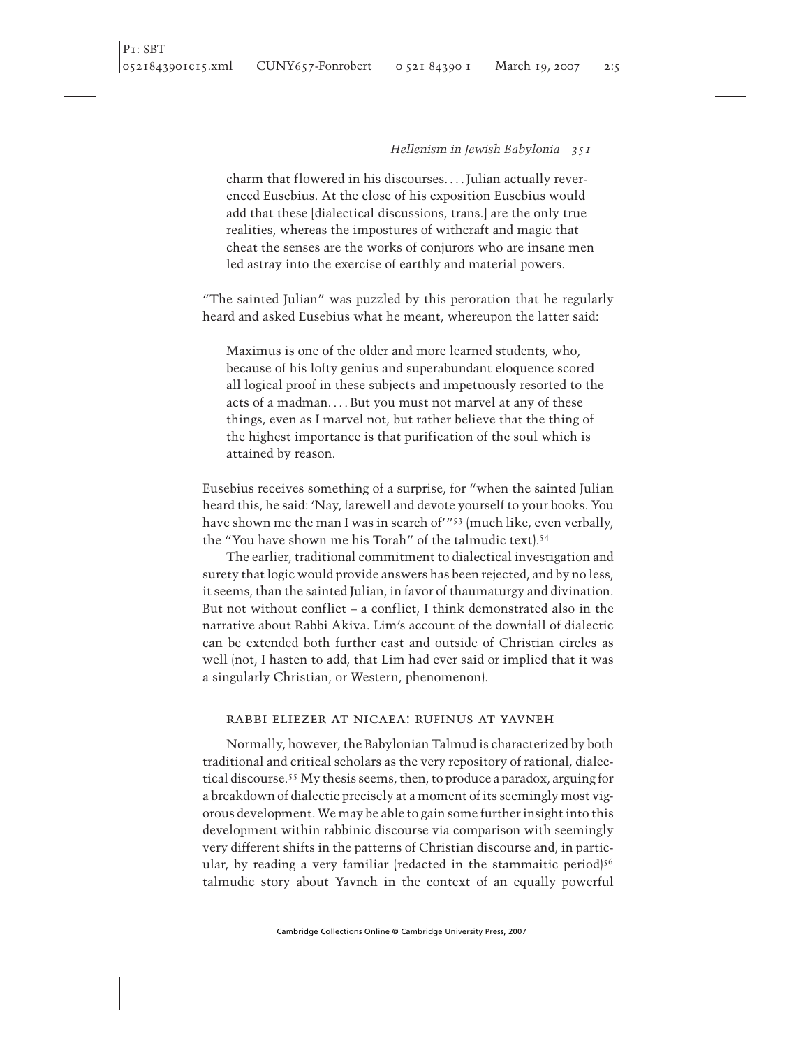charm that flowered in his discourses.... Julian actually reverenced Eusebius. At the close of his exposition Eusebius would add that these [dialectical discussions, trans.] are the only true realities, whereas the impostures of withcraft and magic that cheat the senses are the works of conjurors who are insane men led astray into the exercise of earthly and material powers.

"The sainted Julian" was puzzled by this peroration that he regularly heard and asked Eusebius what he meant, whereupon the latter said:

> Maximus is one of the older and more learned students, who, because of his lofty genius and superabundant eloquence scored all logical proof in these subjects and impetuously resorted to the acts of a madman.... But you must not marvel at any of these things, even as I marvel not, but rather believe that the thing of the highest importance is that purification of the soul which is attained by reason.

Eusebius receives something of a surprise, for "when the sainted Julian heard this, he said: 'Nay, farewell and devote yourself to your books. You have shown me the man I was in search of'"[53] (much like, even verbally, the "You have shown me his Torah" of the talmudic text).[54]

The earlier, traditional commitment to dialectical investigation and surety that logic would provide answers has been rejected, and by no less, it seems, than the sainted Julian, in favor of thaumaturgy and divination. But not without conflict – a conflict, I think demonstrated also in the narrative about Rabbi Akiva. Lim's account of the downfall of dialectic can be extended both further east and outside of Christian circles as well (not, I hasten to add, that Lim had ever said or implied that it was a singularly Christian, or Western, phenomenon).

## RABBI ELIEZER AT NICAEA: RUFINUS AT YAVNEH

Normally, however, the Babylonian Talmud is characterized by both traditional and critical scholars as the very repository of rational, dialectical discourse.[55] My thesis seems, then, to produce a paradox, arguing for a breakdown of dialectic precisely at a moment of its seemingly most vigorous development. We may be able to gain some further insight into this development within rabbinic discourse via comparison with seemingly very different shifts in the patterns of Christian discourse and, in particular, by reading a very familiar (redacted in the stammaitic period)[56] talmudic story about Yavneh in the context of an equally powerful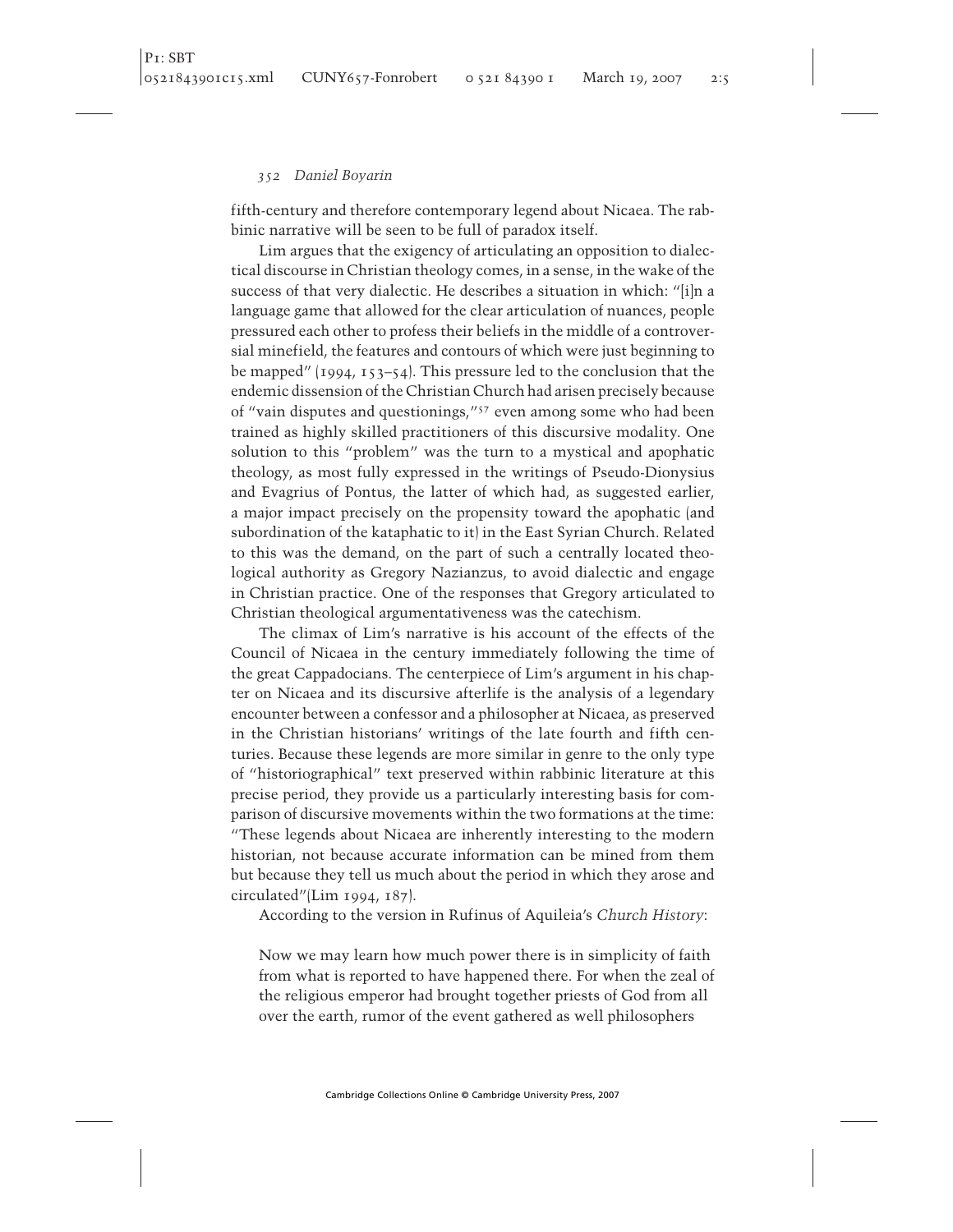fifth-century and therefore contemporary legend about Nicaea. The rabbinic narrative will be seen to be full of paradox itself.

Lim argues that the exigency of articulating an opposition to dialectical discourse in Christian theology comes, in a sense, in the wake of the success of that very dialectic. He describes a situation in which: "[i]n a language game that allowed for the clear articulation of nuances, people pressured each other to profess their beliefs in the middle of a controversial minefield, the features and contours of which were just beginning to be mapped" (1994, 153–54). This pressure led to the conclusion that the endemic dissension of the Christian Church had arisen precisely because of "vain disputes and questionings,"[57] even among some who had been trained as highly skilled practitioners of this discursive modality. One solution to this "problem" was the turn to a mystical and apophatic theology, as most fully expressed in the writings of Pseudo-Dionysius and Evagrius of Pontus, the latter of which had, as suggested earlier, a major impact precisely on the propensity toward the apophatic (and subordination of the kataphatic to it) in the East Syrian Church. Related to this was the demand, on the part of such a centrally located theological authority as Gregory Nazianzus, to avoid dialectic and engage in Christian practice. One of the responses that Gregory articulated to Christian theological argumentativeness was the catechism.

The climax of Lim's narrative is his account of the effects of the Council of Nicaea in the century immediately following the time of the great Cappadocians. The centerpiece of Lim's argument in his chapter on Nicaea and its discursive afterlife is the analysis of a legendary encounter between a confessor and a philosopher at Nicaea, as preserved in the Christian historians' writings of the late fourth and fifth centuries. Because these legends are more similar in genre to the only type of "historiographical" text preserved within rabbinic literature at this precise period, they provide us a particularly interesting basis for comparison of discursive movements within the two formations at the time: "These legends about Nicaea are inherently interesting to the modern historian, not because accurate information can be mined from them but because they tell us much about the period in which they arose and circulated"(Lim 1994, 187).

According to the version in Rufinus of Aquileia's *Church History*:

> Now we may learn how much power there is in simplicity of faith from what is reported to have happened there. For when the zeal of the religious emperor had brought together priests of God from all over the earth, rumor of the event gathered as well philosophers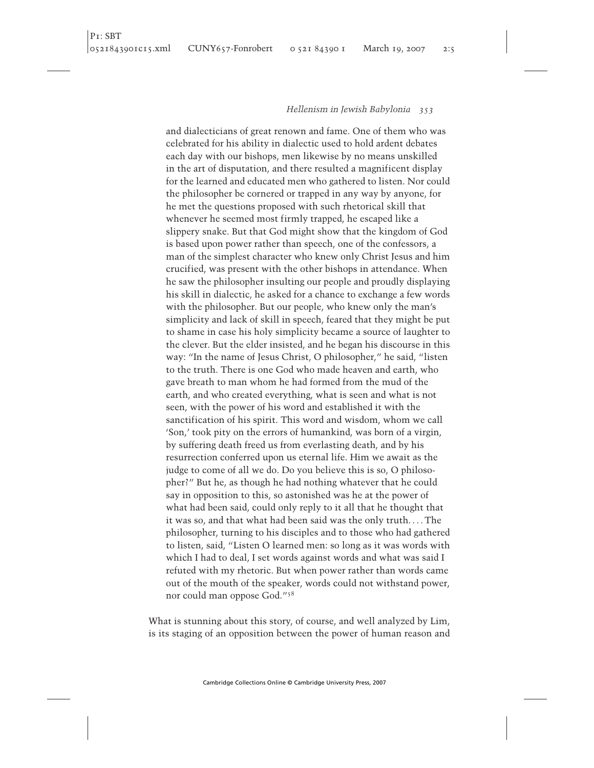> and dialecticians of great renown and fame. One of them who was celebrated for his ability in dialectic used to hold ardent debates each day with our bishops, men likewise by no means unskilled in the art of disputation, and there resulted a magnificent display for the learned and educated men who gathered to listen. Nor could the philosopher be cornered or trapped in any way by anyone, for he met the questions proposed with such rhetorical skill that whenever he seemed most firmly trapped, he escaped like a slippery snake. But that God might show that the kingdom of God is based upon power rather than speech, one of the confessors, a man of the simplest character who knew only Christ Jesus and him crucified, was present with the other bishops in attendance. When he saw the philosopher insulting our people and proudly displaying his skill in dialectic, he asked for a chance to exchange a few words with the philosopher. But our people, who knew only the man's simplicity and lack of skill in speech, feared that they might be put to shame in case his holy simplicity became a source of laughter to the clever. But the elder insisted, and he began his discourse in this way: "In the name of Jesus Christ, O philosopher," he said, "listen to the truth. There is one God who made heaven and earth, who gave breath to man whom he had formed from the mud of the earth, and who created everything, what is seen and what is not seen, with the power of his word and established it with the sanctification of his spirit. This word and wisdom, whom we call 'Son,' took pity on the errors of humankind, was born of a virgin, by suffering death freed us from everlasting death, and by his resurrection conferred upon us eternal life. Him we await as the judge to come of all we do. Do you believe this is so, O philosopher?" But he, as though he had nothing whatever that he could say in opposition to this, so astonished was he at the power of what had been said, could only reply to it all that he thought that it was so, and that what had been said was the only truth. . . . The philosopher, turning to his disciples and to those who had gathered to listen, said, "Listen O learned men: so long as it was words with which I had to deal, I set words against words and what was said I refuted with my rhetoric. But when power rather than words came out of the mouth of the speaker, words could not withstand power, nor could man oppose God."[58]

What is stunning about this story, of course, and well analyzed by Lim, is its staging of an opposition between the power of human reason and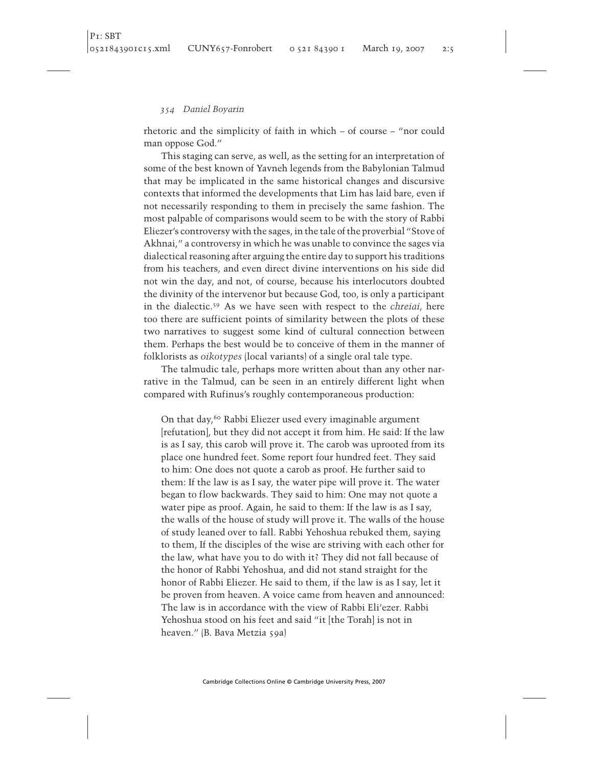rhetoric and the simplicity of faith in which – of course – "nor could man oppose God."

This staging can serve, as well, as the setting for an interpretation of some of the best known of Yavneh legends from the Babylonian Talmud that may be implicated in the same historical changes and discursive contexts that informed the developments that Lim has laid bare, even if not necessarily responding to them in precisely the same fashion. The most palpable of comparisons would seem to be with the story of Rabbi Eliezer's controversy with the sages, in the tale of the proverbial "Stove of Akhnai," a controversy in which he was unable to convince the sages via dialectical reasoning after arguing the entire day to support his traditions from his teachers, and even direct divine interventions on his side did not win the day, and not, of course, because his interlocutors doubted the divinity of the intervenor but because God, too, is only a participant in the dialectic.[59] As we have seen with respect to the *chreiai*, here too there are sufficient points of similarity between the plots of these two narratives to suggest some kind of cultural connection between them. Perhaps the best would be to conceive of them in the manner of folklorists as *oikotypes* (local variants) of a single oral tale type.

The talmudic tale, perhaps more written about than any other narrative in the Talmud, can be seen in an entirely different light when compared with Rufinus's roughly contemporaneous production:

> On that day,[60] Rabbi Eliezer used every imaginable argument [refutation], but they did not accept it from him. He said: If the law is as I say, this carob will prove it. The carob was uprooted from its place one hundred feet. Some report four hundred feet. They said to him: One does not quote a carob as proof. He further said to them: If the law is as I say, the water pipe will prove it. The water began to flow backwards. They said to him: One may not quote a water pipe as proof. Again, he said to them: If the law is as I say, the walls of the house of study will prove it. The walls of the house of study leaned over to fall. Rabbi Yehoshua rebuked them, saying to them, If the disciples of the wise are striving with each other for the law, what have you to do with it? They did not fall because of the honor of Rabbi Yehoshua, and did not stand straight for the honor of Rabbi Eliezer. He said to them, if the law is as I say, let it be proven from heaven. A voice came from heaven and announced: The law is in accordance with the view of Rabbi Eli'ezer. Rabbi Yehoshua stood on his feet and said "it [the Torah] is not in heaven." (B. Bava Metzia 59a)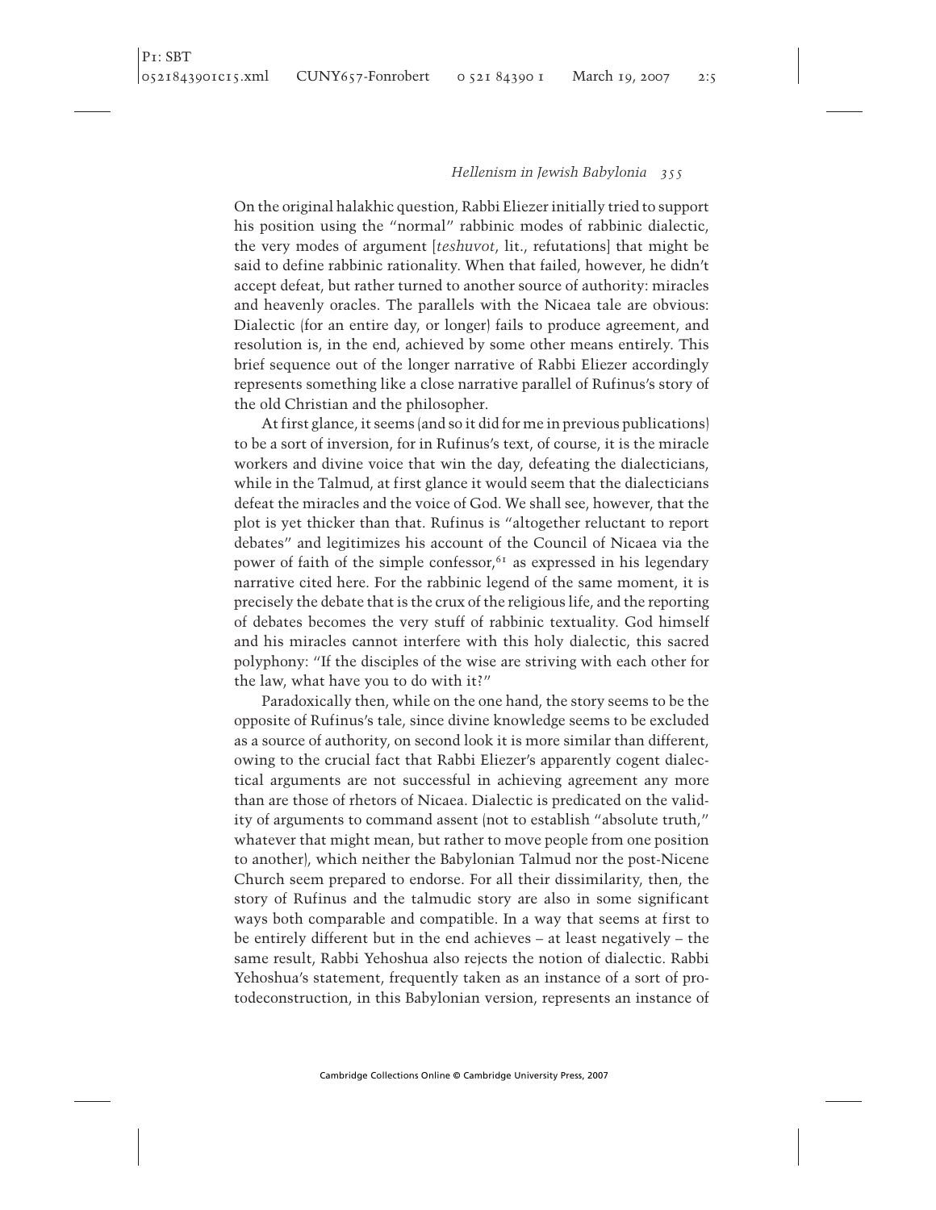On the original halakhic question, Rabbi Eliezer initially tried to support his position using the "normal" rabbinic modes of rabbinic dialectic, the very modes of argument [*teshuvot*, lit., refutations] that might be said to define rabbinic rationality. When that failed, however, he didn't accept defeat, but rather turned to another source of authority: miracles and heavenly oracles. The parallels with the Nicaea tale are obvious: Dialectic (for an entire day, or longer) fails to produce agreement, and resolution is, in the end, achieved by some other means entirely. This brief sequence out of the longer narrative of Rabbi Eliezer accordingly represents something like a close narrative parallel of Rufinus's story of the old Christian and the philosopher.

At first glance, it seems (and so it did for me in previous publications) to be a sort of inversion, for in Rufinus's text, of course, it is the miracle workers and divine voice that win the day, defeating the dialecticians, while in the Talmud, at first glance it would seem that the dialecticians defeat the miracles and the voice of God. We shall see, however, that the plot is yet thicker than that. Rufinus is "altogether reluctant to report debates" and legitimizes his account of the Council of Nicaea via the power of faith of the simple confessor,[61] as expressed in his legendary narrative cited here. For the rabbinic legend of the same moment, it is precisely the debate that is the crux of the religious life, and the reporting of debates becomes the very stuff of rabbinic textuality. God himself and his miracles cannot interfere with this holy dialectic, this sacred polyphony: "If the disciples of the wise are striving with each other for the law, what have you to do with it?"

Paradoxically then, while on the one hand, the story seems to be the opposite of Rufinus's tale, since divine knowledge seems to be excluded as a source of authority, on second look it is more similar than different, owing to the crucial fact that Rabbi Eliezer's apparently cogent dialectical arguments are not successful in achieving agreement any more than are those of rhetors of Nicaea. Dialectic is predicated on the validity of arguments to command assent (not to establish "absolute truth," whatever that might mean, but rather to move people from one position to another), which neither the Babylonian Talmud nor the post-Nicene Church seem prepared to endorse. For all their dissimilarity, then, the story of Rufinus and the talmudic story are also in some significant ways both comparable and compatible. In a way that seems at first to be entirely different but in the end achieves – at least negatively – the same result, Rabbi Yehoshua also rejects the notion of dialectic. Rabbi Yehoshua's statement, frequently taken as an instance of a sort of protodeconstruction, in this Babylonian version, represents an instance of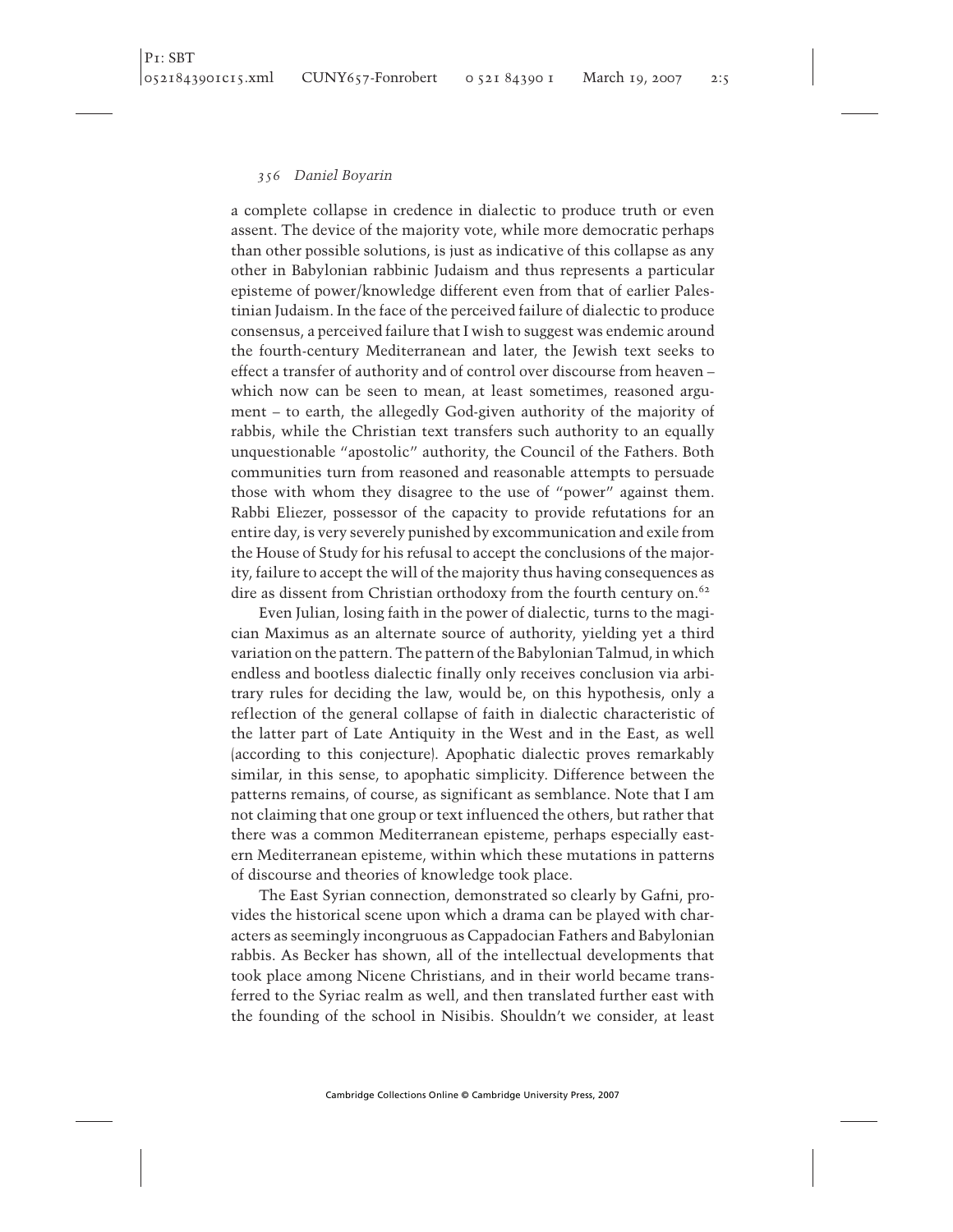a complete collapse in credence in dialectic to produce truth or even assent. The device of the majority vote, while more democratic perhaps than other possible solutions, is just as indicative of this collapse as any other in Babylonian rabbinic Judaism and thus represents a particular episteme of power/knowledge different even from that of earlier Palestinian Judaism. In the face of the perceived failure of dialectic to produce consensus, a perceived failure that I wish to suggest was endemic around the fourth-century Mediterranean and later, the Jewish text seeks to effect a transfer of authority and of control over discourse from heaven – which now can be seen to mean, at least sometimes, reasoned argument – to earth, the allegedly God-given authority of the majority of rabbis, while the Christian text transfers such authority to an equally unquestionable "apostolic" authority, the Council of the Fathers. Both communities turn from reasoned and reasonable attempts to persuade those with whom they disagree to the use of "power" against them. Rabbi Eliezer, possessor of the capacity to provide refutations for an entire day, is very severely punished by excommunication and exile from the House of Study for his refusal to accept the conclusions of the majority, failure to accept the will of the majority thus having consequences as dire as dissent from Christian orthodoxy from the fourth century on.[62]

Even Julian, losing faith in the power of dialectic, turns to the magician Maximus as an alternate source of authority, yielding yet a third variation on the pattern. The pattern of the Babylonian Talmud, in which endless and bootless dialectic finally only receives conclusion via arbitrary rules for deciding the law, would be, on this hypothesis, only a reflection of the general collapse of faith in dialectic characteristic of the latter part of Late Antiquity in the West and in the East, as well (according to this conjecture). Apophatic dialectic proves remarkably similar, in this sense, to apophatic simplicity. Difference between the patterns remains, of course, as significant as semblance. Note that I am not claiming that one group or text influenced the others, but rather that there was a common Mediterranean episteme, perhaps especially eastern Mediterranean episteme, within which these mutations in patterns of discourse and theories of knowledge took place.

The East Syrian connection, demonstrated so clearly by Gafni, provides the historical scene upon which a drama can be played with characters as seemingly incongruous as Cappadocian Fathers and Babylonian rabbis. As Becker has shown, all of the intellectual developments that took place among Nicene Christians, and in their world became transferred to the Syriac realm as well, and then translated further east with the founding of the school in Nisibis. Shouldn't we consider, at least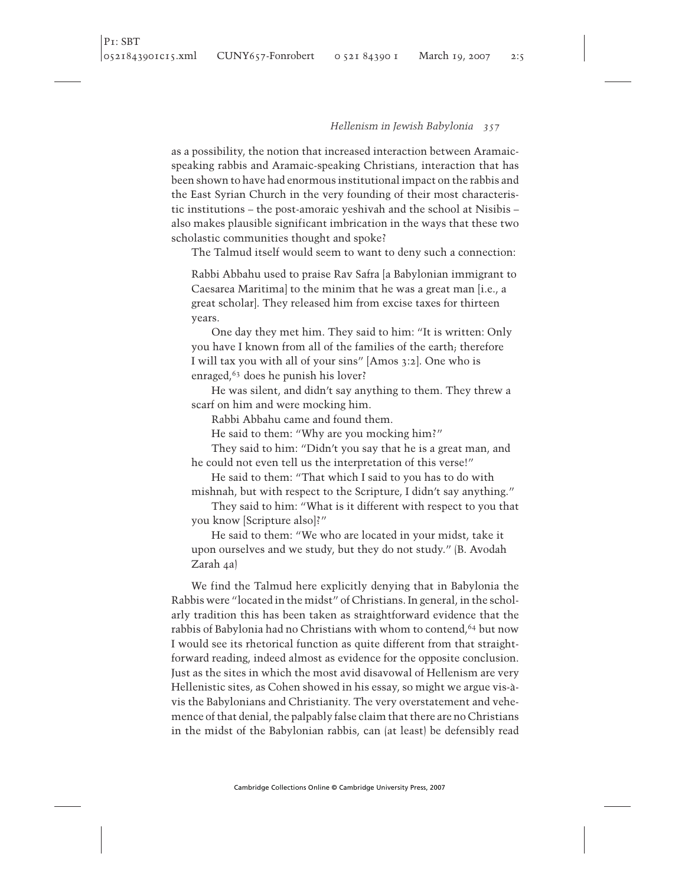as a possibility, the notion that increased interaction between Aramaic-speaking rabbis and Aramaic-speaking Christians, interaction that has been shown to have had enormous institutional impact on the rabbis and the East Syrian Church in the very founding of their most characteristic institutions – the post-amoraic yeshivah and the school at Nisibis – also makes plausible significant imbrication in the ways that these two scholastic communities thought and spoke?

The Talmud itself would seem to want to deny such a connection:

> Rabbi Abbahu used to praise Rav Safra [a Babylonian immigrant to Caesarea Maritima] to the minim that he was a great man [i.e., a great scholar]. They released him from excise taxes for thirteen years.
>
> One day they met him. They said to him: "It is written: Only you have I known from all of the families of the earth; therefore I will tax you with all of your sins" [Amos 3:2]. One who is enraged,[63] does he punish his lover?
>
> He was silent, and didn't say anything to them. They threw a scarf on him and were mocking him.
>
> Rabbi Abbahu came and found them.
>
> He said to them: "Why are you mocking him?"
>
> They said to him: "Didn't you say that he is a great man, and he could not even tell us the interpretation of this verse!"
>
> He said to them: "That which I said to you has to do with mishnah, but with respect to the Scripture, I didn't say anything."
>
> They said to him: "What is it different with respect to you that you know [Scripture also]?"
>
> He said to them: "We who are located in your midst, take it upon ourselves and we study, but they do not study." (B. Avodah Zarah 4a)

We find the Talmud here explicitly denying that in Babylonia the Rabbis were "located in the midst" of Christians. In general, in the scholarly tradition this has been taken as straightforward evidence that the rabbis of Babylonia had no Christians with whom to contend,[64] but now I would see its rhetorical function as quite different from that straightforward reading, indeed almost as evidence for the opposite conclusion. Just as the sites in which the most avid disavowal of Hellenism are very Hellenistic sites, as Cohen showed in his essay, so might we argue vis-à-vis the Babylonians and Christianity. The very overstatement and vehemence of that denial, the palpably false claim that there are no Christians in the midst of the Babylonian rabbis, can (at least) be defensibly read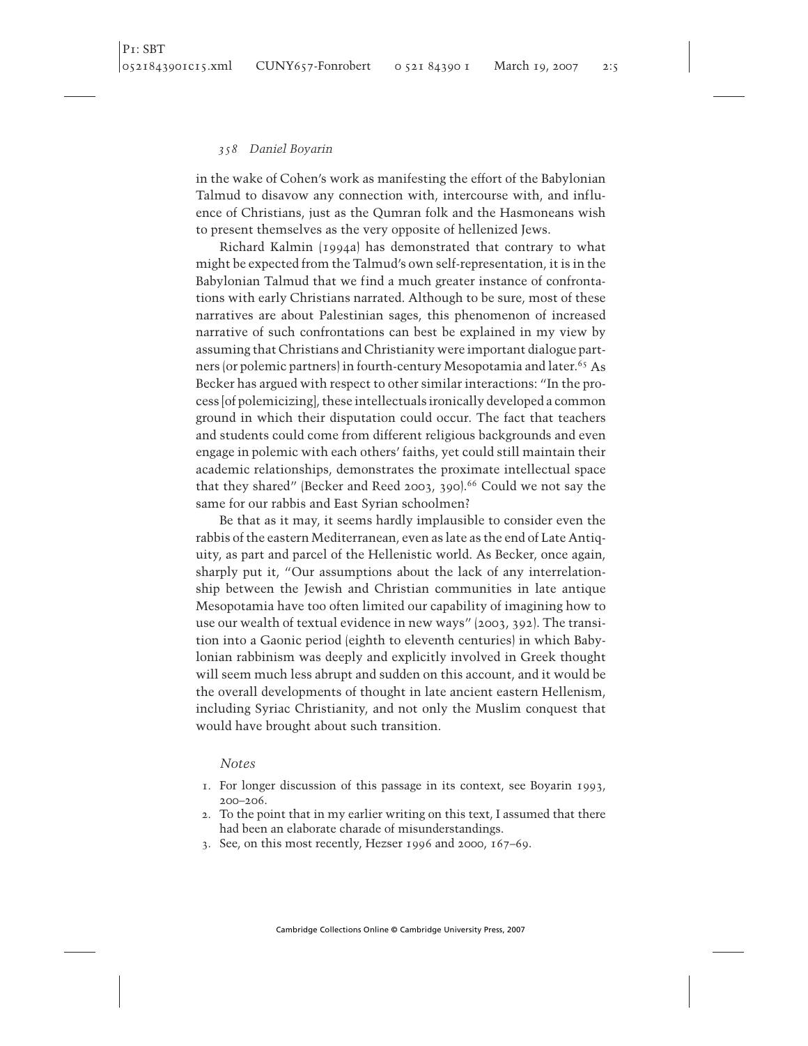in the wake of Cohen's work as manifesting the effort of the Babylonian Talmud to disavow any connection with, intercourse with, and influence of Christians, just as the Qumran folk and the Hasmoneans wish to present themselves as the very opposite of hellenized Jews.

Richard Kalmin (1994a) has demonstrated that contrary to what might be expected from the Talmud's own self-representation, it is in the Babylonian Talmud that we find a much greater instance of confrontations with early Christians narrated. Although to be sure, most of these narratives are about Palestinian sages, this phenomenon of increased narrative of such confrontations can best be explained in my view by assuming that Christians and Christianity were important dialogue partners (or polemic partners) in fourth-century Mesopotamia and later.[65] As Becker has argued with respect to other similar interactions: "In the process [of polemicizing], these intellectuals ironically developed a common ground in which their disputation could occur. The fact that teachers and students could come from different religious backgrounds and even engage in polemic with each others' faiths, yet could still maintain their academic relationships, demonstrates the proximate intellectual space that they shared" (Becker and Reed 2003, 390).[66] Could we not say the same for our rabbis and East Syrian schoolmen?

Be that as it may, it seems hardly implausible to consider even the rabbis of the eastern Mediterranean, even as late as the end of Late Antiquity, as part and parcel of the Hellenistic world. As Becker, once again, sharply put it, "Our assumptions about the lack of any interrelationship between the Jewish and Christian communities in late antique Mesopotamia have too often limited our capability of imagining how to use our wealth of textual evidence in new ways" (2003, 392). The transition into a Gaonic period (eighth to eleventh centuries) in which Babylonian rabbinism was deeply and explicitly involved in Greek thought will seem much less abrupt and sudden on this account, and it would be the overall developments of thought in late ancient eastern Hellenism, including Syriac Christianity, and not only the Muslim conquest that would have brought about such transition.

## Notes

1. For longer discussion of this passage in its context, see Boyarin 1993, 200–206.
2. To the point that in my earlier writing on this text, I assumed that there had been an elaborate charade of misunderstandings.
3. See, on this most recently, Hezser 1996 and 2000, 167–69.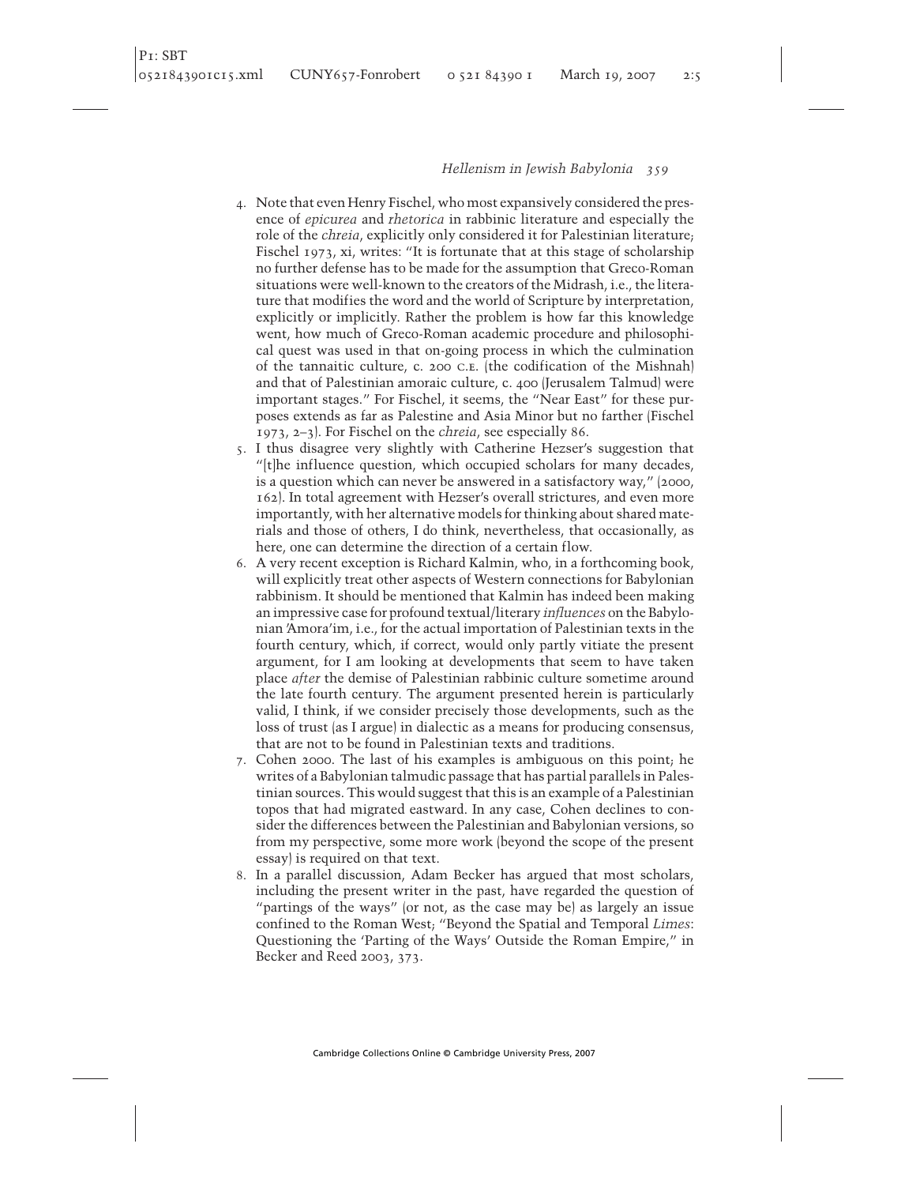4. Note that even Henry Fischel, who most expansively considered the presence of *epicurea* and *rhetorica* in rabbinic literature and especially the role of the *chreia*, explicitly only considered it for Palestinian literature; Fischel 1973, xi, writes: "It is fortunate that at this stage of scholarship no further defense has to be made for the assumption that Greco-Roman situations were well-known to the creators of the Midrash, i.e., the literature that modifies the word and the world of Scripture by interpretation, explicitly or implicitly. Rather the problem is how far this knowledge went, how much of Greco-Roman academic procedure and philosophical quest was used in that on-going process in which the culmination of the tannaitic culture, c. 200 C.E. (the codification of the Mishnah) and that of Palestinian amoraic culture, c. 400 (Jerusalem Talmud) were important stages." For Fischel, it seems, the "Near East" for these purposes extends as far as Palestine and Asia Minor but no farther (Fischel 1973, 2–3). For Fischel on the *chreia*, see especially 86.
5. I thus disagree very slightly with Catherine Hezser's suggestion that "[t]he influence question, which occupied scholars for many decades, is a question which can never be answered in a satisfactory way," (2000, 162). In total agreement with Hezser's overall strictures, and even more importantly, with her alternative models for thinking about shared materials and those of others, I do think, nevertheless, that occasionally, as here, one can determine the direction of a certain flow.
6. A very recent exception is Richard Kalmin, who, in a forthcoming book, will explicitly treat other aspects of Western connections for Babylonian rabbinism. It should be mentioned that Kalmin has indeed been making an impressive case for profound textual/literary *influences* on the Babylonian 'Amora'im, i.e., for the actual importation of Palestinian texts in the fourth century, which, if correct, would only partly vitiate the present argument, for I am looking at developments that seem to have taken place *after* the demise of Palestinian rabbinic culture sometime around the late fourth century. The argument presented herein is particularly valid, I think, if we consider precisely those developments, such as the loss of trust (as I argue) in dialectic as a means for producing consensus, that are not to be found in Palestinian texts and traditions.
7. Cohen 2000. The last of his examples is ambiguous on this point; he writes of a Babylonian talmudic passage that has partial parallels in Palestinian sources. This would suggest that this is an example of a Palestinian topos that had migrated eastward. In any case, Cohen declines to consider the differences between the Palestinian and Babylonian versions, so from my perspective, some more work (beyond the scope of the present essay) is required on that text.
8. In a parallel discussion, Adam Becker has argued that most scholars, including the present writer in the past, have regarded the question of "partings of the ways" (or not, as the case may be) as largely an issue confined to the Roman West; "Beyond the Spatial and Temporal *Limes*: Questioning the 'Parting of the Ways' Outside the Roman Empire," in Becker and Reed 2003, 373.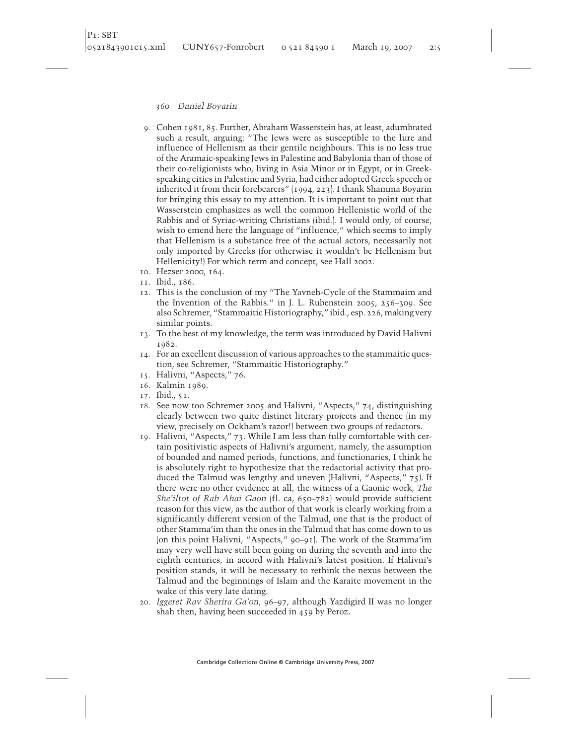9. Cohen 1981, 85. Further, Abraham Wasserstein has, at least, adumbrated such a result, arguing: "The Jews were as susceptible to the lure and influence of Hellenism as their gentile neighbours. This is no less true of the Aramaic-speaking Jews in Palestine and Babylonia than of those of their co-religionists who, living in Asia Minor or in Egypt, or in Greek-speaking cities in Palestine and Syria, had either adopted Greek speech or inherited it from their forebearers" (1994, 223). I thank Shamma Boyarin for bringing this essay to my attention. It is important to point out that Wasserstein emphasizes as well the common Hellenistic world of the Rabbis and of Syriac-writing Christians (ibid.). I would only, of course, wish to emend here the language of "influence," which seems to imply that Hellenism is a substance free of the actual actors, necessarily not only imported by Greeks (for otherwise it wouldn't be Hellenism but Hellenicity!) For which term and concept, see Hall 2002.
10. Hezser 2000, 164.
11. Ibid., 186.
12. This is the conclusion of my "The Yavneh-Cycle of the Stammaim and the Invention of the Rabbis." in J. L. Rubenstein 2005, 256–309. See also Schremer, "Stammaitic Historiography," ibid., esp. 226, making very similar points.
13. To the best of my knowledge, the term was introduced by David Halivni 1982.
14. For an excellent discussion of various approaches to the stammaitic question, see Schremer, "Stammaitic Historiography."
15. Halivni, "Aspects," 76.
16. Kalmin 1989.
17. Ibid., 51.
18. See now too Schremer 2005 and Halivni, "Aspects," 74, distinguishing clearly between two quite distinct literary projects and thence (in my view, precisely on Ockham's razor!) between two groups of redactors.
19. Halivni, "Aspects," 73. While I am less than fully comfortable with certain positivistic aspects of Halivni's argument, namely, the assumption of bounded and named periods, functions, and functionaries, I think he is absolutely right to hypothesize that the redactorial activity that produced the Talmud was lengthy and uneven (Halivni, "Aspects," 75). If there were no other evidence at all, the witness of a Gaonic work, *The She'iltot of Rab Ahai Gaon* (fl. ca, 650–782) would provide sufficient reason for this view, as the author of that work is clearly working from a significantly different version of the Talmud, one that is the product of other Stamma'im than the ones in the Talmud that has come down to us (on this point Halivni, "Aspects," 90–91). The work of the Stamma'im may very well have still been going on during the seventh and into the eighth centuries, in accord with Halivni's latest position. If Halivni's position stands, it will be necessary to rethink the nexus between the Talmud and the beginnings of Islam and the Karaite movement in the wake of this very late dating.
20. *Iggeret Rav Sherira Ga'on*, 96–97, although Yazdigird II was no longer shah then, having been succeeded in 459 by Peroz.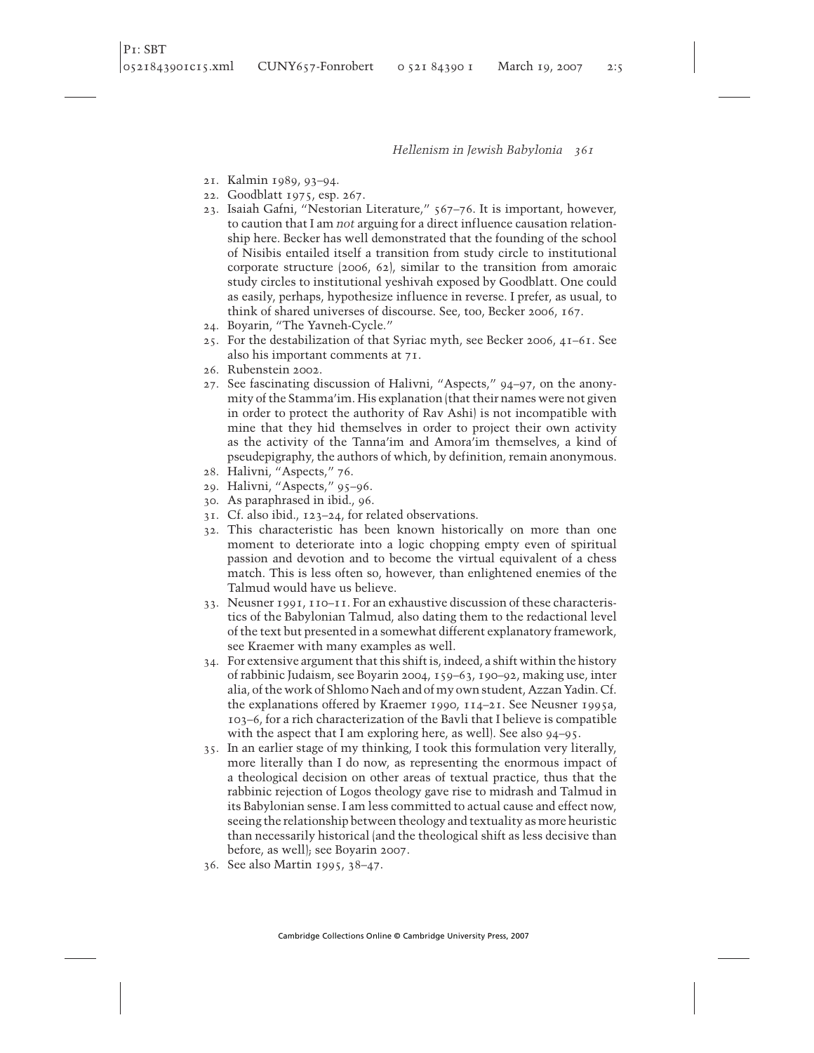21. Kalmin 1989, 93–94.
22. Goodblatt 1975, esp. 267.
23. Isaiah Gafni, "Nestorian Literature," 567–76. It is important, however, to caution that I am *not* arguing for a direct influence causation relationship here. Becker has well demonstrated that the founding of the school of Nisibis entailed itself a transition from study circle to institutional corporate structure (2006, 62), similar to the transition from amoraic study circles to institutional yeshivah exposed by Goodblatt. One could as easily, perhaps, hypothesize influence in reverse. I prefer, as usual, to think of shared universes of discourse. See, too, Becker 2006, 167.
24. Boyarin, "The Yavneh-Cycle."
25. For the destabilization of that Syriac myth, see Becker 2006, 41–61. See also his important comments at 71.
26. Rubenstein 2002.
27. See fascinating discussion of Halivni, "Aspects," 94–97, on the anonymity of the Stamma'im. His explanation (that their names were not given in order to protect the authority of Rav Ashi) is not incompatible with mine that they hid themselves in order to project their own activity as the activity of the Tanna'im and Amora'im themselves, a kind of pseudepigraphy, the authors of which, by definition, remain anonymous.
28. Halivni, "Aspects," 76.
29. Halivni, "Aspects," 95–96.
30. As paraphrased in ibid., 96.
31. Cf. also ibid., 123–24, for related observations.
32. This characteristic has been known historically on more than one moment to deteriorate into a logic chopping empty even of spiritual passion and devotion and to become the virtual equivalent of a chess match. This is less often so, however, than enlightened enemies of the Talmud would have us believe.
33. Neusner 1991, 110–11. For an exhaustive discussion of these characteristics of the Babylonian Talmud, also dating them to the redactional level of the text but presented in a somewhat different explanatory framework, see Kraemer with many examples as well.
34. For extensive argument that this shift is, indeed, a shift within the history of rabbinic Judaism, see Boyarin 2004, 159–63, 190–92, making use, inter alia, of the work of Shlomo Naeh and of my own student, Azzan Yadin. Cf. the explanations offered by Kraemer 1990, 114–21. See Neusner 1995a, 103–6, for a rich characterization of the Bavli that I believe is compatible with the aspect that I am exploring here, as well). See also 94–95.
35. In an earlier stage of my thinking, I took this formulation very literally, more literally than I do now, as representing the enormous impact of a theological decision on other areas of textual practice, thus that the rabbinic rejection of Logos theology gave rise to midrash and Talmud in its Babylonian sense. I am less committed to actual cause and effect now, seeing the relationship between theology and textuality as more heuristic than necessarily historical (and the theological shift as less decisive than before, as well); see Boyarin 2007.
36. See also Martin 1995, 38–47.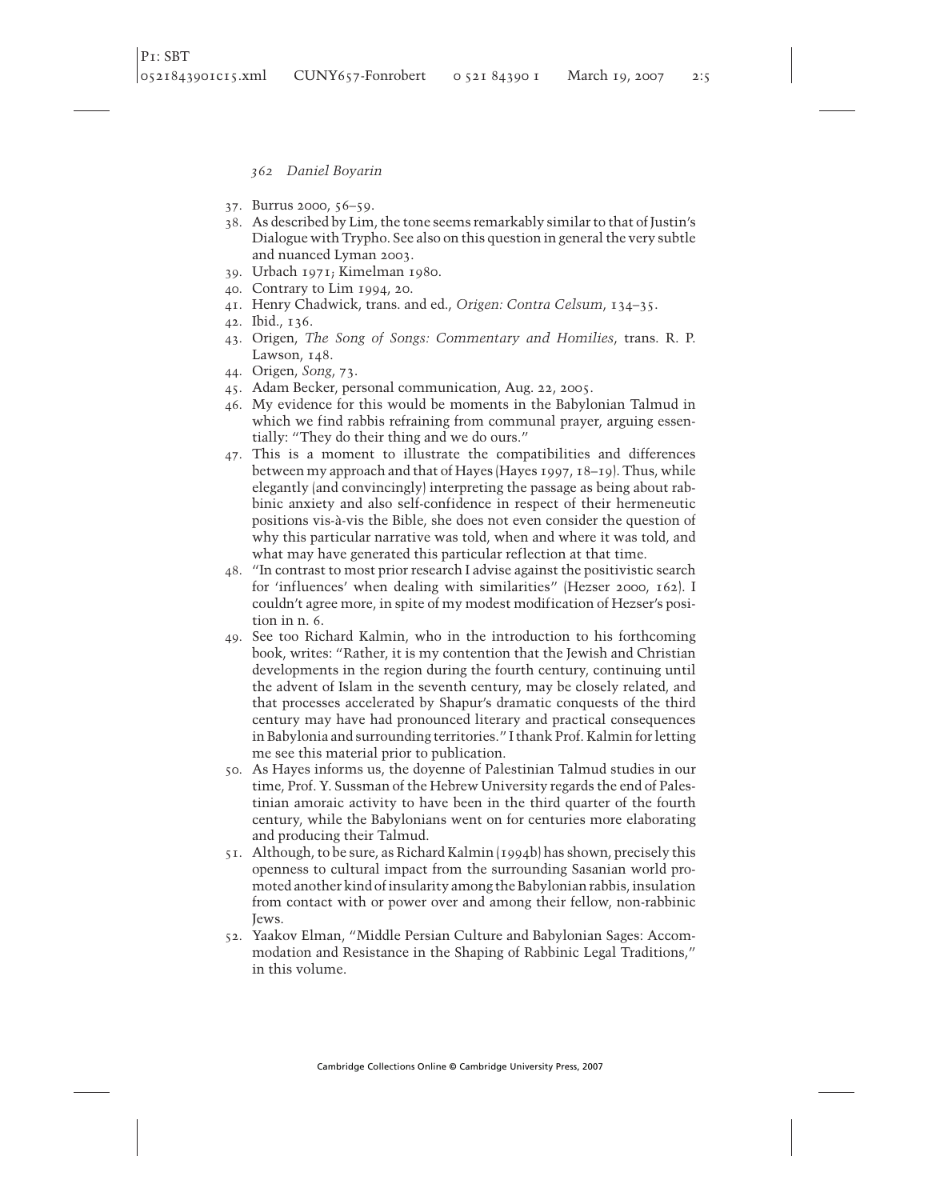37. Burrus 2000, 56–59.
38. As described by Lim, the tone seems remarkably similar to that of Justin's Dialogue with Trypho. See also on this question in general the very subtle and nuanced Lyman 2003.
39. Urbach 1971; Kimelman 1980.
40. Contrary to Lim 1994, 20.
41. Henry Chadwick, trans. and ed., *Origen: Contra Celsum*, 134–35.
42. Ibid., 136.
43. Origen, *The Song of Songs: Commentary and Homilies*, trans. R. P. Lawson, 148.
44. Origen, *Song*, 73.
45. Adam Becker, personal communication, Aug. 22, 2005.
46. My evidence for this would be moments in the Babylonian Talmud in which we find rabbis refraining from communal prayer, arguing essentially: "They do their thing and we do ours."
47. This is a moment to illustrate the compatibilities and differences between my approach and that of Hayes (Hayes 1997, 18–19). Thus, while elegantly (and convincingly) interpreting the passage as being about rabbinic anxiety and also self-confidence in respect of their hermeneutic positions vis-à-vis the Bible, she does not even consider the question of why this particular narrative was told, when and where it was told, and what may have generated this particular reflection at that time.
48. "In contrast to most prior research I advise against the positivistic search for 'influences' when dealing with similarities" (Hezser 2000, 162). I couldn't agree more, in spite of my modest modification of Hezser's position in n. 6.
49. See too Richard Kalmin, who in the introduction to his forthcoming book, writes: "Rather, it is my contention that the Jewish and Christian developments in the region during the fourth century, continuing until the advent of Islam in the seventh century, may be closely related, and that processes accelerated by Shapur's dramatic conquests of the third century may have had pronounced literary and practical consequences in Babylonia and surrounding territories." I thank Prof. Kalmin for letting me see this material prior to publication.
50. As Hayes informs us, the doyenne of Palestinian Talmud studies in our time, Prof. Y. Sussman of the Hebrew University regards the end of Palestinian amoraic activity to have been in the third quarter of the fourth century, while the Babylonians went on for centuries more elaborating and producing their Talmud.
51. Although, to be sure, as Richard Kalmin (1994b) has shown, precisely this openness to cultural impact from the surrounding Sasanian world promoted another kind of insularity among the Babylonian rabbis, insulation from contact with or power over and among their fellow, non-rabbinic Jews.
52. Yaakov Elman, "Middle Persian Culture and Babylonian Sages: Accommodation and Resistance in the Shaping of Rabbinic Legal Traditions," in this volume.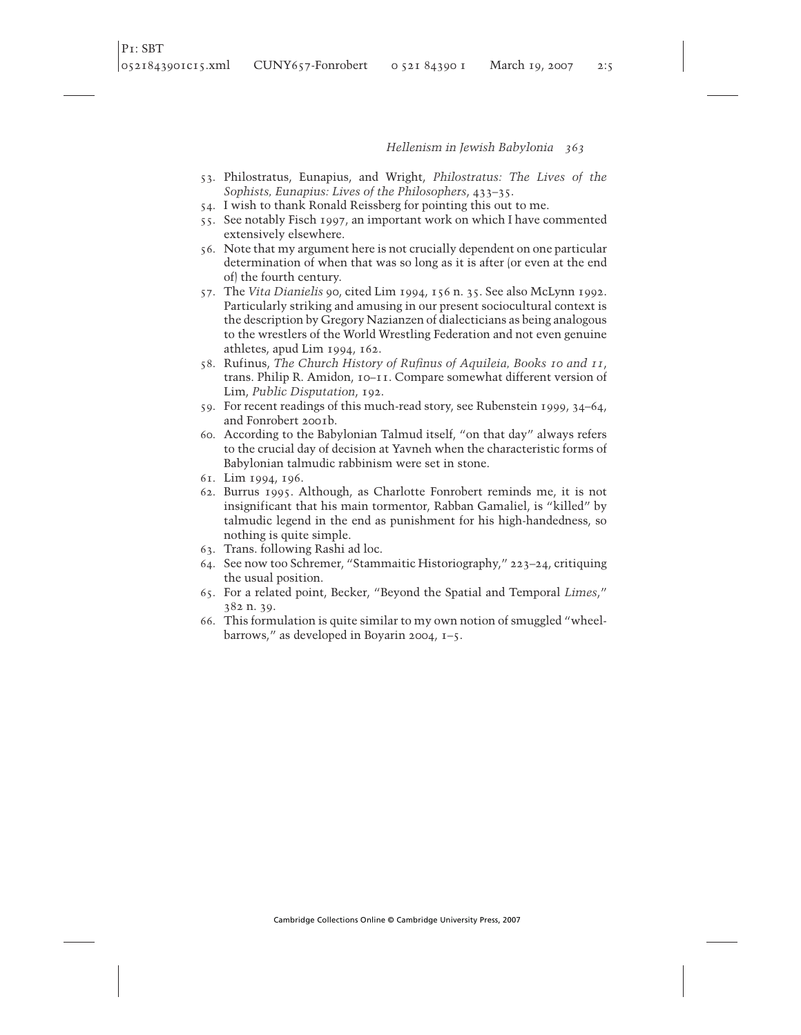53. Philostratus, Eunapius, and Wright, *Philostratus: The Lives of the Sophists, Eunapius: Lives of the Philosophers*, 433–35.
54. I wish to thank Ronald Reissberg for pointing this out to me.
55. See notably Fisch 1997, an important work on which I have commented extensively elsewhere.
56. Note that my argument here is not crucially dependent on one particular determination of when that was so long as it is after (or even at the end of) the fourth century.
57. The *Vita Dianielis* 90, cited Lim 1994, 156 n. 35. See also McLynn 1992. Particularly striking and amusing in our present sociocultural context is the description by Gregory Nazianzen of dialecticians as being analogous to the wrestlers of the World Wrestling Federation and not even genuine athletes, apud Lim 1994, 162.
58. Rufinus, *The Church History of Rufinus of Aquileia, Books 10 and 11*, trans. Philip R. Amidon, 10–11. Compare somewhat different version of Lim, *Public Disputation*, 192.
59. For recent readings of this much-read story, see Rubenstein 1999, 34–64, and Fonrobert 2001b.
60. According to the Babylonian Talmud itself, "on that day" always refers to the crucial day of decision at Yavneh when the characteristic forms of Babylonian talmudic rabbinism were set in stone.
61. Lim 1994, 196.
62. Burrus 1995. Although, as Charlotte Fonrobert reminds me, it is not insignificant that his main tormentor, Rabban Gamaliel, is "killed" by talmudic legend in the end as punishment for his high-handedness, so nothing is quite simple.
63. Trans. following Rashi ad loc.
64. See now too Schremer, "Stammaitic Historiography," 223–24, critiquing the usual position.
65. For a related point, Becker, "Beyond the Spatial and Temporal *Limes*," 382 n. 39.
66. This formulation is quite similar to my own notion of smuggled "wheelbarrows," as developed in Boyarin 2004, 1–5.